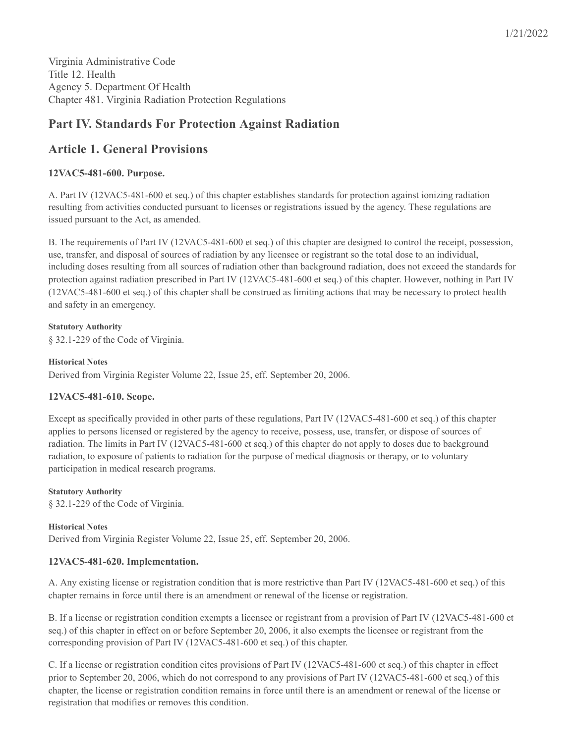Virginia Administrative Code
Title 12. Health
Agency 5. Department Of Health
Chapter 481. Virginia Radiation Protection Regulations

## Part IV. Standards For Protection Against Radiation

## Article 1. General Provisions

### 12VAC5-481-600. Purpose.

A. Part IV (12VAC5-481-600 et seq.) of this chapter establishes standards for protection against ionizing radiation resulting from activities conducted pursuant to licenses or registrations issued by the agency. These regulations are issued pursuant to the Act, as amended.

B. The requirements of Part IV (12VAC5-481-600 et seq.) of this chapter are designed to control the receipt, possession, use, transfer, and disposal of sources of radiation by any licensee or registrant so the total dose to an individual, including doses resulting from all sources of radiation other than background radiation, does not exceed the standards for protection against radiation prescribed in Part IV (12VAC5-481-600 et seq.) of this chapter. However, nothing in Part IV (12VAC5-481-600 et seq.) of this chapter shall be construed as limiting actions that may be necessary to protect health and safety in an emergency.

**Statutory Authority**

§ 32.1-229 of the Code of Virginia.

**Historical Notes**

Derived from Virginia Register Volume 22, Issue 25, eff. September 20, 2006.

### 12VAC5-481-610. Scope.

Except as specifically provided in other parts of these regulations, Part IV (12VAC5-481-600 et seq.) of this chapter applies to persons licensed or registered by the agency to receive, possess, use, transfer, or dispose of sources of radiation. The limits in Part IV (12VAC5-481-600 et seq.) of this chapter do not apply to doses due to background radiation, to exposure of patients to radiation for the purpose of medical diagnosis or therapy, or to voluntary participation in medical research programs.

**Statutory Authority**

§ 32.1-229 of the Code of Virginia.

**Historical Notes**

Derived from Virginia Register Volume 22, Issue 25, eff. September 20, 2006.

### 12VAC5-481-620. Implementation.

A. Any existing license or registration condition that is more restrictive than Part IV (12VAC5-481-600 et seq.) of this chapter remains in force until there is an amendment or renewal of the license or registration.

B. If a license or registration condition exempts a licensee or registrant from a provision of Part IV (12VAC5-481-600 et seq.) of this chapter in effect on or before September 20, 2006, it also exempts the licensee or registrant from the corresponding provision of Part IV (12VAC5-481-600 et seq.) of this chapter.

C. If a license or registration condition cites provisions of Part IV (12VAC5-481-600 et seq.) of this chapter in effect prior to September 20, 2006, which do not correspond to any provisions of Part IV (12VAC5-481-600 et seq.) of this chapter, the license or registration condition remains in force until there is an amendment or renewal of the license or registration that modifies or removes this condition.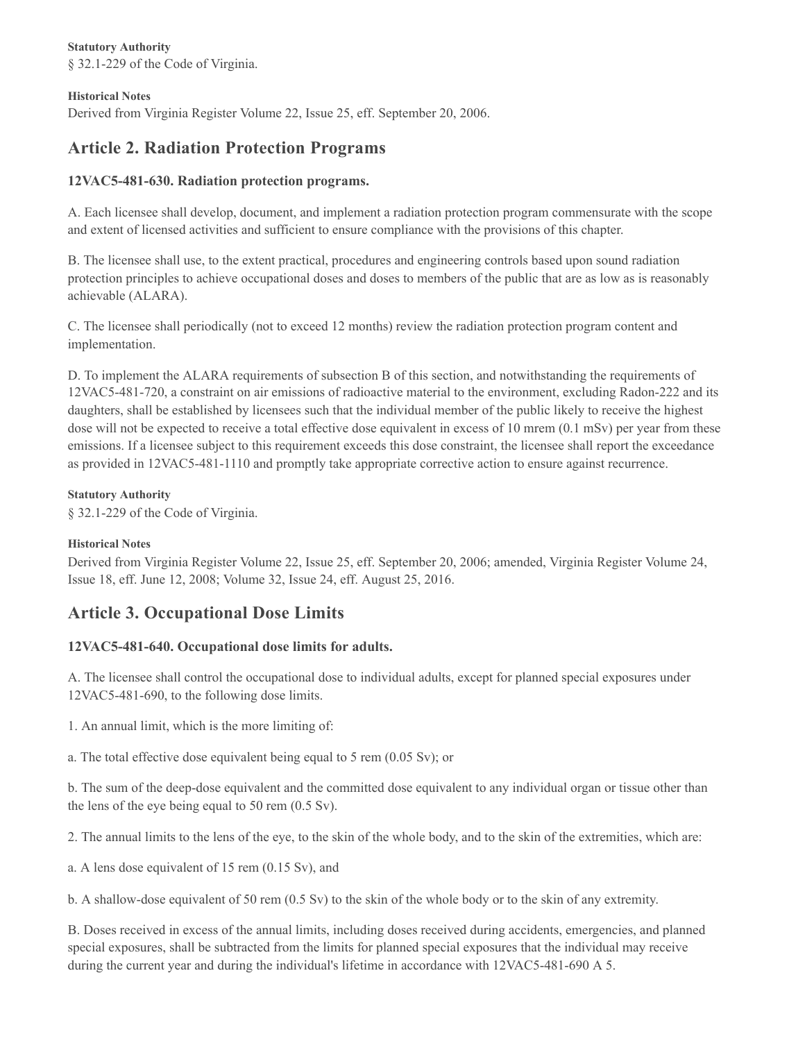**Statutory Authority**

§ 32.1-229 of the Code of Virginia.

**Historical Notes**

Derived from Virginia Register Volume 22, Issue 25, eff. September 20, 2006.

## Article 2. Radiation Protection Programs

### 12VAC5-481-630. Radiation protection programs.

A. Each licensee shall develop, document, and implement a radiation protection program commensurate with the scope and extent of licensed activities and sufficient to ensure compliance with the provisions of this chapter.

B. The licensee shall use, to the extent practical, procedures and engineering controls based upon sound radiation protection principles to achieve occupational doses and doses to members of the public that are as low as is reasonably achievable (ALARA).

C. The licensee shall periodically (not to exceed 12 months) review the radiation protection program content and implementation.

D. To implement the ALARA requirements of subsection B of this section, and notwithstanding the requirements of 12VAC5-481-720, a constraint on air emissions of radioactive material to the environment, excluding Radon-222 and its daughters, shall be established by licensees such that the individual member of the public likely to receive the highest dose will not be expected to receive a total effective dose equivalent in excess of 10 mrem (0.1 mSv) per year from these emissions. If a licensee subject to this requirement exceeds this dose constraint, the licensee shall report the exceedance as provided in 12VAC5-481-1110 and promptly take appropriate corrective action to ensure against recurrence.

**Statutory Authority**

§ 32.1-229 of the Code of Virginia.

**Historical Notes**

Derived from Virginia Register Volume 22, Issue 25, eff. September 20, 2006; amended, Virginia Register Volume 24, Issue 18, eff. June 12, 2008; Volume 32, Issue 24, eff. August 25, 2016.

## Article 3. Occupational Dose Limits

### 12VAC5-481-640. Occupational dose limits for adults.

A. The licensee shall control the occupational dose to individual adults, except for planned special exposures under 12VAC5-481-690, to the following dose limits.

1. An annual limit, which is the more limiting of:

a. The total effective dose equivalent being equal to 5 rem (0.05 Sv); or

b. The sum of the deep-dose equivalent and the committed dose equivalent to any individual organ or tissue other than the lens of the eye being equal to 50 rem (0.5 Sv).

2. The annual limits to the lens of the eye, to the skin of the whole body, and to the skin of the extremities, which are:

a. A lens dose equivalent of 15 rem (0.15 Sv), and

b. A shallow-dose equivalent of 50 rem (0.5 Sv) to the skin of the whole body or to the skin of any extremity.

B. Doses received in excess of the annual limits, including doses received during accidents, emergencies, and planned special exposures, shall be subtracted from the limits for planned special exposures that the individual may receive during the current year and during the individual's lifetime in accordance with 12VAC5-481-690 A 5.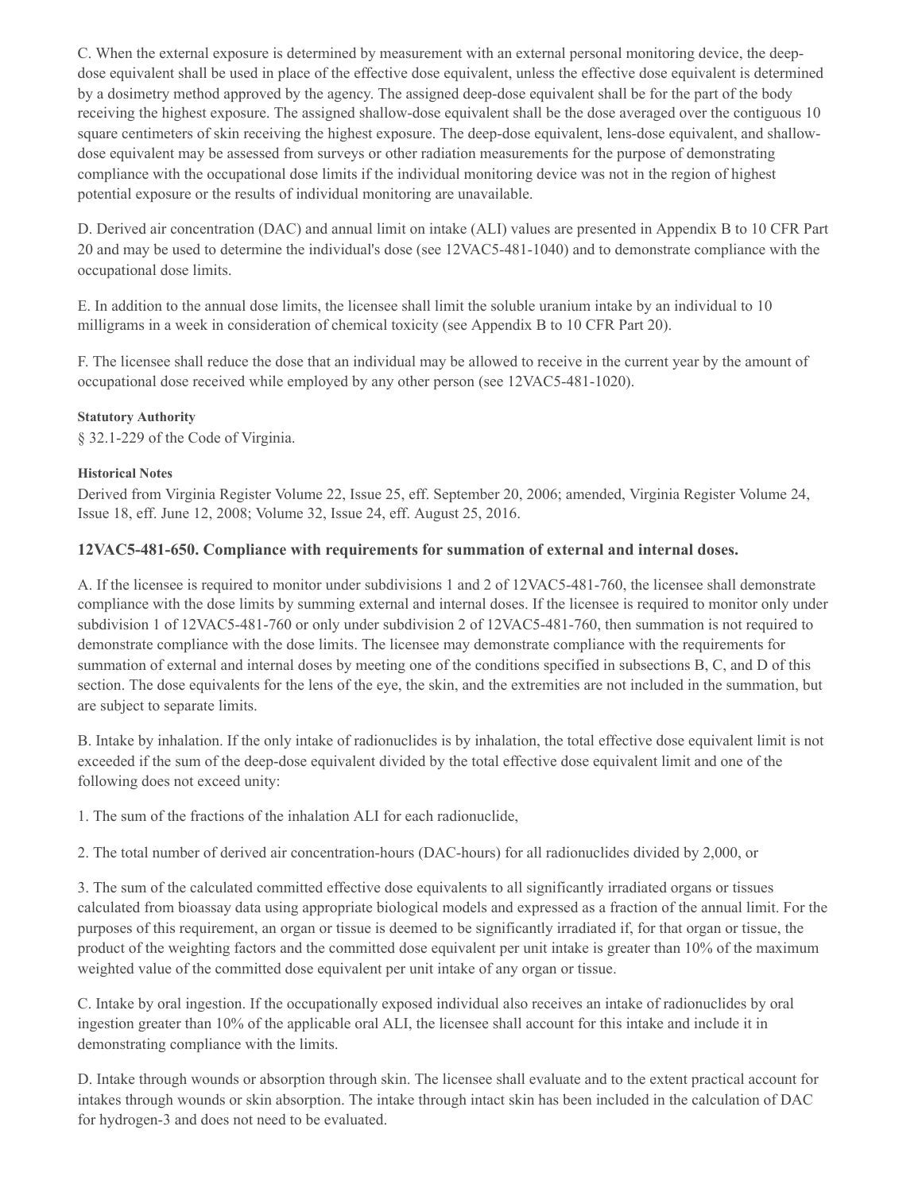C. When the external exposure is determined by measurement with an external personal monitoring device, the deep-dose equivalent shall be used in place of the effective dose equivalent, unless the effective dose equivalent is determined by a dosimetry method approved by the agency. The assigned deep-dose equivalent shall be for the part of the body receiving the highest exposure. The assigned shallow-dose equivalent shall be the dose averaged over the contiguous 10 square centimeters of skin receiving the highest exposure. The deep-dose equivalent, lens-dose equivalent, and shallow-dose equivalent may be assessed from surveys or other radiation measurements for the purpose of demonstrating compliance with the occupational dose limits if the individual monitoring device was not in the region of highest potential exposure or the results of individual monitoring are unavailable.

D. Derived air concentration (DAC) and annual limit on intake (ALI) values are presented in Appendix B to 10 CFR Part 20 and may be used to determine the individual's dose (see 12VAC5-481-1040) and to demonstrate compliance with the occupational dose limits.

E. In addition to the annual dose limits, the licensee shall limit the soluble uranium intake by an individual to 10 milligrams in a week in consideration of chemical toxicity (see Appendix B to 10 CFR Part 20).

F. The licensee shall reduce the dose that an individual may be allowed to receive in the current year by the amount of occupational dose received while employed by any other person (see 12VAC5-481-1020).

**Statutory Authority**

§ 32.1-229 of the Code of Virginia.

**Historical Notes**

Derived from Virginia Register Volume 22, Issue 25, eff. September 20, 2006; amended, Virginia Register Volume 24, Issue 18, eff. June 12, 2008; Volume 32, Issue 24, eff. August 25, 2016.

### 12VAC5-481-650. Compliance with requirements for summation of external and internal doses.

A. If the licensee is required to monitor under subdivisions 1 and 2 of 12VAC5-481-760, the licensee shall demonstrate compliance with the dose limits by summing external and internal doses. If the licensee is required to monitor only under subdivision 1 of 12VAC5-481-760 or only under subdivision 2 of 12VAC5-481-760, then summation is not required to demonstrate compliance with the dose limits. The licensee may demonstrate compliance with the requirements for summation of external and internal doses by meeting one of the conditions specified in subsections B, C, and D of this section. The dose equivalents for the lens of the eye, the skin, and the extremities are not included in the summation, but are subject to separate limits.

B. Intake by inhalation. If the only intake of radionuclides is by inhalation, the total effective dose equivalent limit is not exceeded if the sum of the deep-dose equivalent divided by the total effective dose equivalent limit and one of the following does not exceed unity:

1. The sum of the fractions of the inhalation ALI for each radionuclide,

2. The total number of derived air concentration-hours (DAC-hours) for all radionuclides divided by 2,000, or

3. The sum of the calculated committed effective dose equivalents to all significantly irradiated organs or tissues calculated from bioassay data using appropriate biological models and expressed as a fraction of the annual limit. For the purposes of this requirement, an organ or tissue is deemed to be significantly irradiated if, for that organ or tissue, the product of the weighting factors and the committed dose equivalent per unit intake is greater than 10% of the maximum weighted value of the committed dose equivalent per unit intake of any organ or tissue.

C. Intake by oral ingestion. If the occupationally exposed individual also receives an intake of radionuclides by oral ingestion greater than 10% of the applicable oral ALI, the licensee shall account for this intake and include it in demonstrating compliance with the limits.

D. Intake through wounds or absorption through skin. The licensee shall evaluate and to the extent practical account for intakes through wounds or skin absorption. The intake through intact skin has been included in the calculation of DAC for hydrogen-3 and does not need to be evaluated.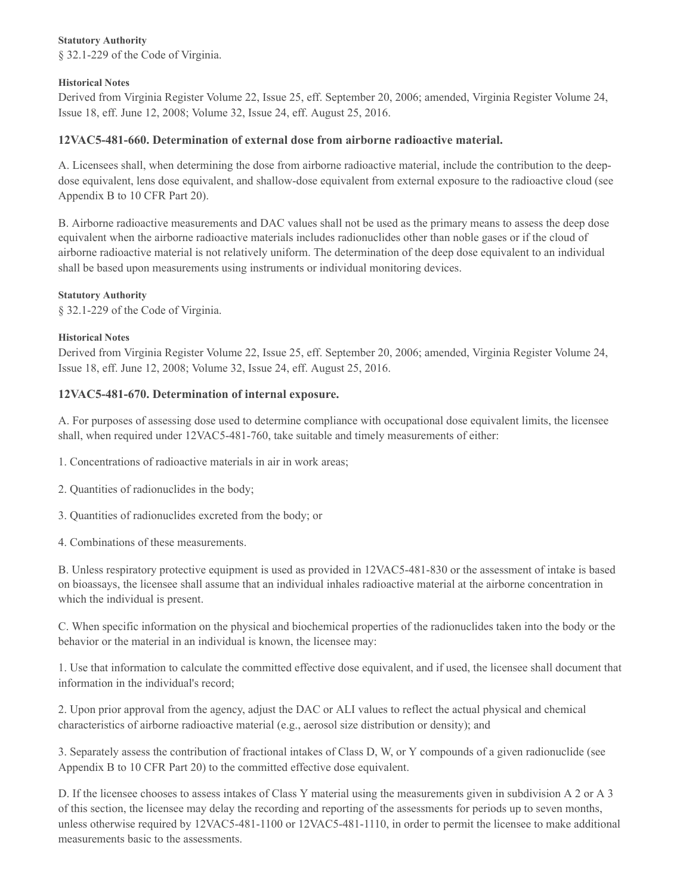**Statutory Authority**

§ 32.1-229 of the Code of Virginia.

**Historical Notes**

Derived from Virginia Register Volume 22, Issue 25, eff. September 20, 2006; amended, Virginia Register Volume 24, Issue 18, eff. June 12, 2008; Volume 32, Issue 24, eff. August 25, 2016.

### 12VAC5-481-660. Determination of external dose from airborne radioactive material.

A. Licensees shall, when determining the dose from airborne radioactive material, include the contribution to the deep-dose equivalent, lens dose equivalent, and shallow-dose equivalent from external exposure to the radioactive cloud (see Appendix B to 10 CFR Part 20).

B. Airborne radioactive measurements and DAC values shall not be used as the primary means to assess the deep dose equivalent when the airborne radioactive materials includes radionuclides other than noble gases or if the cloud of airborne radioactive material is not relatively uniform. The determination of the deep dose equivalent to an individual shall be based upon measurements using instruments or individual monitoring devices.

**Statutory Authority**

§ 32.1-229 of the Code of Virginia.

**Historical Notes**

Derived from Virginia Register Volume 22, Issue 25, eff. September 20, 2006; amended, Virginia Register Volume 24, Issue 18, eff. June 12, 2008; Volume 32, Issue 24, eff. August 25, 2016.

### 12VAC5-481-670. Determination of internal exposure.

A. For purposes of assessing dose used to determine compliance with occupational dose equivalent limits, the licensee shall, when required under 12VAC5-481-760, take suitable and timely measurements of either:

1. Concentrations of radioactive materials in air in work areas;

2. Quantities of radionuclides in the body;

3. Quantities of radionuclides excreted from the body; or

4. Combinations of these measurements.

B. Unless respiratory protective equipment is used as provided in 12VAC5-481-830 or the assessment of intake is based on bioassays, the licensee shall assume that an individual inhales radioactive material at the airborne concentration in which the individual is present.

C. When specific information on the physical and biochemical properties of the radionuclides taken into the body or the behavior or the material in an individual is known, the licensee may:

1. Use that information to calculate the committed effective dose equivalent, and if used, the licensee shall document that information in the individual's record;

2. Upon prior approval from the agency, adjust the DAC or ALI values to reflect the actual physical and chemical characteristics of airborne radioactive material (e.g., aerosol size distribution or density); and

3. Separately assess the contribution of fractional intakes of Class D, W, or Y compounds of a given radionuclide (see Appendix B to 10 CFR Part 20) to the committed effective dose equivalent.

D. If the licensee chooses to assess intakes of Class Y material using the measurements given in subdivision A 2 or A 3 of this section, the licensee may delay the recording and reporting of the assessments for periods up to seven months, unless otherwise required by 12VAC5-481-1100 or 12VAC5-481-1110, in order to permit the licensee to make additional measurements basic to the assessments.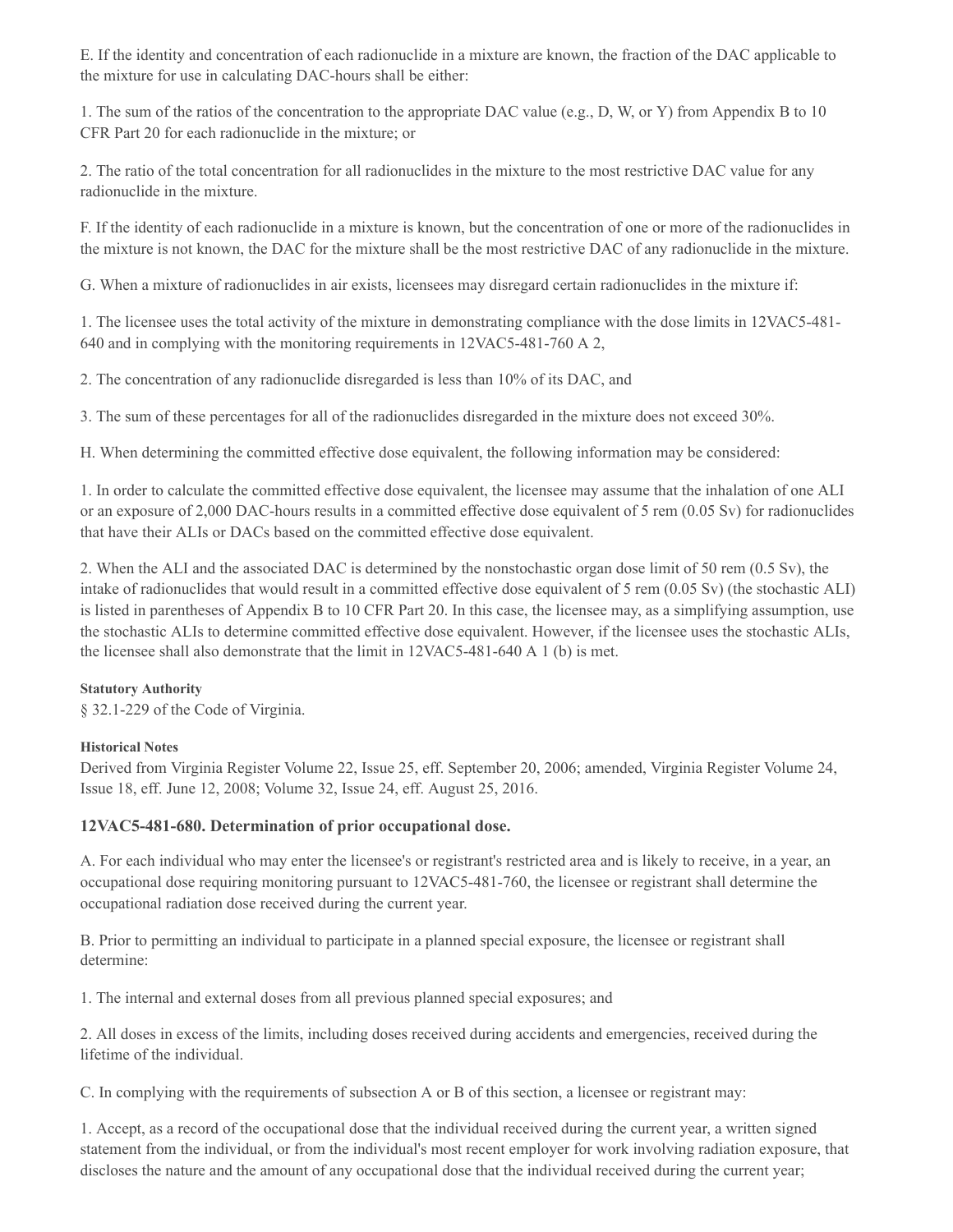E. If the identity and concentration of each radionuclide in a mixture are known, the fraction of the DAC applicable to the mixture for use in calculating DAC-hours shall be either:

1. The sum of the ratios of the concentration to the appropriate DAC value (e.g., D, W, or Y) from Appendix B to 10 CFR Part 20 for each radionuclide in the mixture; or

2. The ratio of the total concentration for all radionuclides in the mixture to the most restrictive DAC value for any radionuclide in the mixture.

F. If the identity of each radionuclide in a mixture is known, but the concentration of one or more of the radionuclides in the mixture is not known, the DAC for the mixture shall be the most restrictive DAC of any radionuclide in the mixture.

G. When a mixture of radionuclides in air exists, licensees may disregard certain radionuclides in the mixture if:

1. The licensee uses the total activity of the mixture in demonstrating compliance with the dose limits in 12VAC5-481-640 and in complying with the monitoring requirements in 12VAC5-481-760 A 2,

2. The concentration of any radionuclide disregarded is less than 10% of its DAC, and

3. The sum of these percentages for all of the radionuclides disregarded in the mixture does not exceed 30%.

H. When determining the committed effective dose equivalent, the following information may be considered:

1. In order to calculate the committed effective dose equivalent, the licensee may assume that the inhalation of one ALI or an exposure of 2,000 DAC-hours results in a committed effective dose equivalent of 5 rem (0.05 Sv) for radionuclides that have their ALIs or DACs based on the committed effective dose equivalent.

2. When the ALI and the associated DAC is determined by the nonstochastic organ dose limit of 50 rem (0.5 Sv), the intake of radionuclides that would result in a committed effective dose equivalent of 5 rem (0.05 Sv) (the stochastic ALI) is listed in parentheses of Appendix B to 10 CFR Part 20. In this case, the licensee may, as a simplifying assumption, use the stochastic ALIs to determine committed effective dose equivalent. However, if the licensee uses the stochastic ALIs, the licensee shall also demonstrate that the limit in 12VAC5-481-640 A 1 (b) is met.

**Statutory Authority**

§ 32.1-229 of the Code of Virginia.

**Historical Notes**

Derived from Virginia Register Volume 22, Issue 25, eff. September 20, 2006; amended, Virginia Register Volume 24, Issue 18, eff. June 12, 2008; Volume 32, Issue 24, eff. August 25, 2016.

### 12VAC5-481-680. Determination of prior occupational dose.

A. For each individual who may enter the licensee's or registrant's restricted area and is likely to receive, in a year, an occupational dose requiring monitoring pursuant to 12VAC5-481-760, the licensee or registrant shall determine the occupational radiation dose received during the current year.

B. Prior to permitting an individual to participate in a planned special exposure, the licensee or registrant shall determine:

1. The internal and external doses from all previous planned special exposures; and

2. All doses in excess of the limits, including doses received during accidents and emergencies, received during the lifetime of the individual.

C. In complying with the requirements of subsection A or B of this section, a licensee or registrant may:

1. Accept, as a record of the occupational dose that the individual received during the current year, a written signed statement from the individual, or from the individual's most recent employer for work involving radiation exposure, that discloses the nature and the amount of any occupational dose that the individual received during the current year;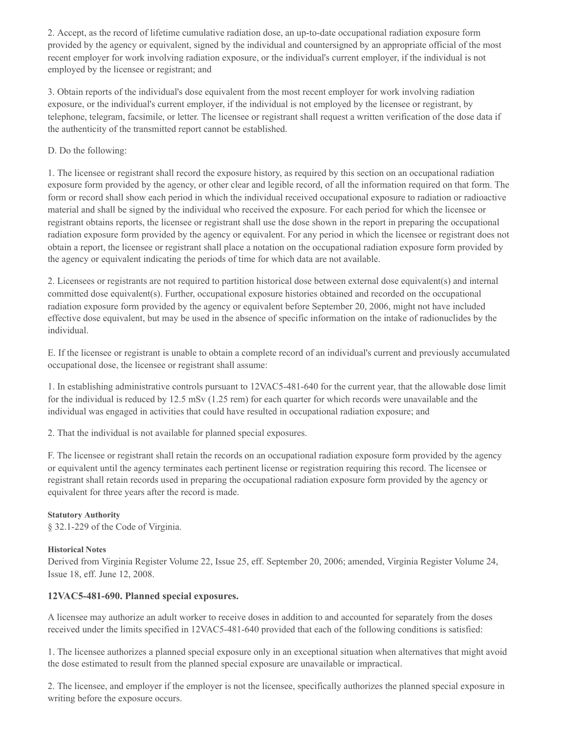2. Accept, as the record of lifetime cumulative radiation dose, an up-to-date occupational radiation exposure form provided by the agency or equivalent, signed by the individual and countersigned by an appropriate official of the most recent employer for work involving radiation exposure, or the individual's current employer, if the individual is not employed by the licensee or registrant; and

3. Obtain reports of the individual's dose equivalent from the most recent employer for work involving radiation exposure, or the individual's current employer, if the individual is not employed by the licensee or registrant, by telephone, telegram, facsimile, or letter. The licensee or registrant shall request a written verification of the dose data if the authenticity of the transmitted report cannot be established.

D. Do the following:

1. The licensee or registrant shall record the exposure history, as required by this section on an occupational radiation exposure form provided by the agency, or other clear and legible record, of all the information required on that form. The form or record shall show each period in which the individual received occupational exposure to radiation or radioactive material and shall be signed by the individual who received the exposure. For each period for which the licensee or registrant obtains reports, the licensee or registrant shall use the dose shown in the report in preparing the occupational radiation exposure form provided by the agency or equivalent. For any period in which the licensee or registrant does not obtain a report, the licensee or registrant shall place a notation on the occupational radiation exposure form provided by the agency or equivalent indicating the periods of time for which data are not available.

2. Licensees or registrants are not required to partition historical dose between external dose equivalent(s) and internal committed dose equivalent(s). Further, occupational exposure histories obtained and recorded on the occupational radiation exposure form provided by the agency or equivalent before September 20, 2006, might not have included effective dose equivalent, but may be used in the absence of specific information on the intake of radionuclides by the individual.

E. If the licensee or registrant is unable to obtain a complete record of an individual's current and previously accumulated occupational dose, the licensee or registrant shall assume:

1. In establishing administrative controls pursuant to 12VAC5-481-640 for the current year, that the allowable dose limit for the individual is reduced by 12.5 mSv (1.25 rem) for each quarter for which records were unavailable and the individual was engaged in activities that could have resulted in occupational radiation exposure; and

2. That the individual is not available for planned special exposures.

F. The licensee or registrant shall retain the records on an occupational radiation exposure form provided by the agency or equivalent until the agency terminates each pertinent license or registration requiring this record. The licensee or registrant shall retain records used in preparing the occupational radiation exposure form provided by the agency or equivalent for three years after the record is made.

**Statutory Authority**

§ 32.1-229 of the Code of Virginia.

**Historical Notes**

Derived from Virginia Register Volume 22, Issue 25, eff. September 20, 2006; amended, Virginia Register Volume 24, Issue 18, eff. June 12, 2008.

### 12VAC5-481-690. Planned special exposures.

A licensee may authorize an adult worker to receive doses in addition to and accounted for separately from the doses received under the limits specified in 12VAC5-481-640 provided that each of the following conditions is satisfied:

1. The licensee authorizes a planned special exposure only in an exceptional situation when alternatives that might avoid the dose estimated to result from the planned special exposure are unavailable or impractical.

2. The licensee, and employer if the employer is not the licensee, specifically authorizes the planned special exposure in writing before the exposure occurs.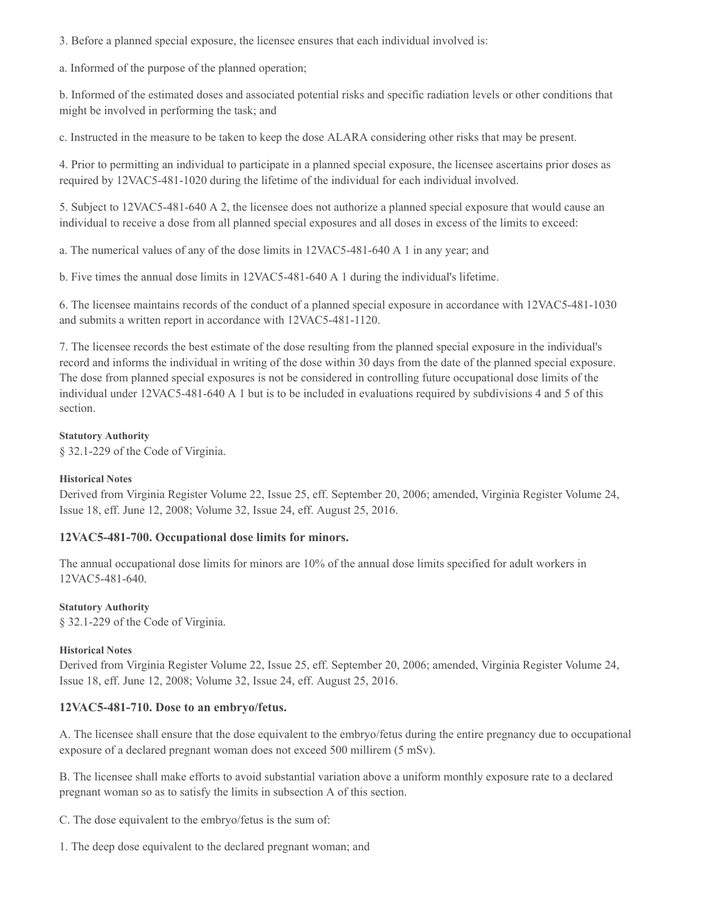3. Before a planned special exposure, the licensee ensures that each individual involved is:

a. Informed of the purpose of the planned operation;

b. Informed of the estimated doses and associated potential risks and specific radiation levels or other conditions that might be involved in performing the task; and

c. Instructed in the measure to be taken to keep the dose ALARA considering other risks that may be present.

4. Prior to permitting an individual to participate in a planned special exposure, the licensee ascertains prior doses as required by 12VAC5-481-1020 during the lifetime of the individual for each individual involved.

5. Subject to 12VAC5-481-640 A 2, the licensee does not authorize a planned special exposure that would cause an individual to receive a dose from all planned special exposures and all doses in excess of the limits to exceed:

a. The numerical values of any of the dose limits in 12VAC5-481-640 A 1 in any year; and

b. Five times the annual dose limits in 12VAC5-481-640 A 1 during the individual's lifetime.

6. The licensee maintains records of the conduct of a planned special exposure in accordance with 12VAC5-481-1030 and submits a written report in accordance with 12VAC5-481-1120.

7. The licensee records the best estimate of the dose resulting from the planned special exposure in the individual's record and informs the individual in writing of the dose within 30 days from the date of the planned special exposure. The dose from planned special exposures is not be considered in controlling future occupational dose limits of the individual under 12VAC5-481-640 A 1 but is to be included in evaluations required by subdivisions 4 and 5 of this section.

**Statutory Authority**

§ 32.1-229 of the Code of Virginia.

**Historical Notes**

Derived from Virginia Register Volume 22, Issue 25, eff. September 20, 2006; amended, Virginia Register Volume 24, Issue 18, eff. June 12, 2008; Volume 32, Issue 24, eff. August 25, 2016.

### 12VAC5-481-700. Occupational dose limits for minors.

The annual occupational dose limits for minors are 10% of the annual dose limits specified for adult workers in 12VAC5-481-640.

**Statutory Authority**

§ 32.1-229 of the Code of Virginia.

**Historical Notes**

Derived from Virginia Register Volume 22, Issue 25, eff. September 20, 2006; amended, Virginia Register Volume 24, Issue 18, eff. June 12, 2008; Volume 32, Issue 24, eff. August 25, 2016.

### 12VAC5-481-710. Dose to an embryo/fetus.

A. The licensee shall ensure that the dose equivalent to the embryo/fetus during the entire pregnancy due to occupational exposure of a declared pregnant woman does not exceed 500 millirem (5 mSv).

B. The licensee shall make efforts to avoid substantial variation above a uniform monthly exposure rate to a declared pregnant woman so as to satisfy the limits in subsection A of this section.

C. The dose equivalent to the embryo/fetus is the sum of:

1. The deep dose equivalent to the declared pregnant woman; and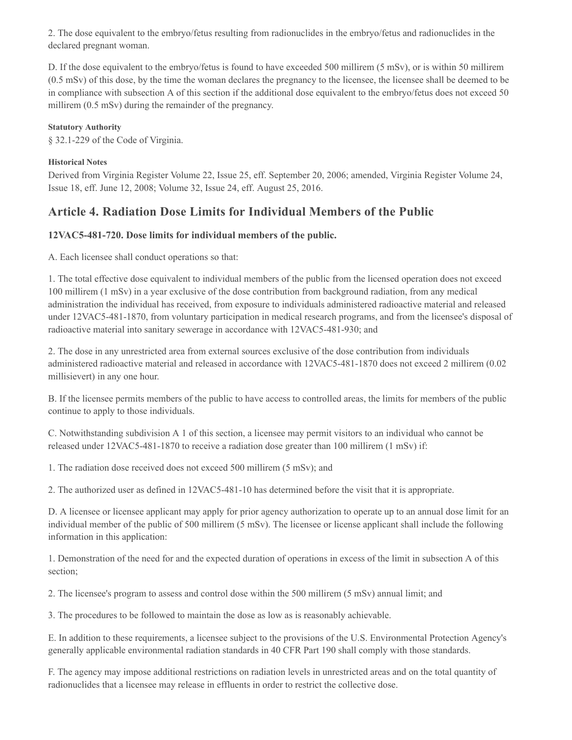2. The dose equivalent to the embryo/fetus resulting from radionuclides in the embryo/fetus and radionuclides in the declared pregnant woman.

D. If the dose equivalent to the embryo/fetus is found to have exceeded 500 millirem (5 mSv), or is within 50 millirem (0.5 mSv) of this dose, by the time the woman declares the pregnancy to the licensee, the licensee shall be deemed to be in compliance with subsection A of this section if the additional dose equivalent to the embryo/fetus does not exceed 50 millirem (0.5 mSv) during the remainder of the pregnancy.

**Statutory Authority**

§ 32.1-229 of the Code of Virginia.

**Historical Notes**

Derived from Virginia Register Volume 22, Issue 25, eff. September 20, 2006; amended, Virginia Register Volume 24, Issue 18, eff. June 12, 2008; Volume 32, Issue 24, eff. August 25, 2016.

## Article 4. Radiation Dose Limits for Individual Members of the Public

### 12VAC5-481-720. Dose limits for individual members of the public.

A. Each licensee shall conduct operations so that:

1. The total effective dose equivalent to individual members of the public from the licensed operation does not exceed 100 millirem (1 mSv) in a year exclusive of the dose contribution from background radiation, from any medical administration the individual has received, from exposure to individuals administered radioactive material and released under 12VAC5-481-1870, from voluntary participation in medical research programs, and from the licensee's disposal of radioactive material into sanitary sewerage in accordance with 12VAC5-481-930; and

2. The dose in any unrestricted area from external sources exclusive of the dose contribution from individuals administered radioactive material and released in accordance with 12VAC5-481-1870 does not exceed 2 millirem (0.02 millisievert) in any one hour.

B. If the licensee permits members of the public to have access to controlled areas, the limits for members of the public continue to apply to those individuals.

C. Notwithstanding subdivision A 1 of this section, a licensee may permit visitors to an individual who cannot be released under 12VAC5-481-1870 to receive a radiation dose greater than 100 millirem (1 mSv) if:

1. The radiation dose received does not exceed 500 millirem (5 mSv); and

2. The authorized user as defined in 12VAC5-481-10 has determined before the visit that it is appropriate.

D. A licensee or licensee applicant may apply for prior agency authorization to operate up to an annual dose limit for an individual member of the public of 500 millirem (5 mSv). The licensee or license applicant shall include the following information in this application:

1. Demonstration of the need for and the expected duration of operations in excess of the limit in subsection A of this section;

2. The licensee's program to assess and control dose within the 500 millirem (5 mSv) annual limit; and

3. The procedures to be followed to maintain the dose as low as is reasonably achievable.

E. In addition to these requirements, a licensee subject to the provisions of the U.S. Environmental Protection Agency's generally applicable environmental radiation standards in 40 CFR Part 190 shall comply with those standards.

F. The agency may impose additional restrictions on radiation levels in unrestricted areas and on the total quantity of radionuclides that a licensee may release in effluents in order to restrict the collective dose.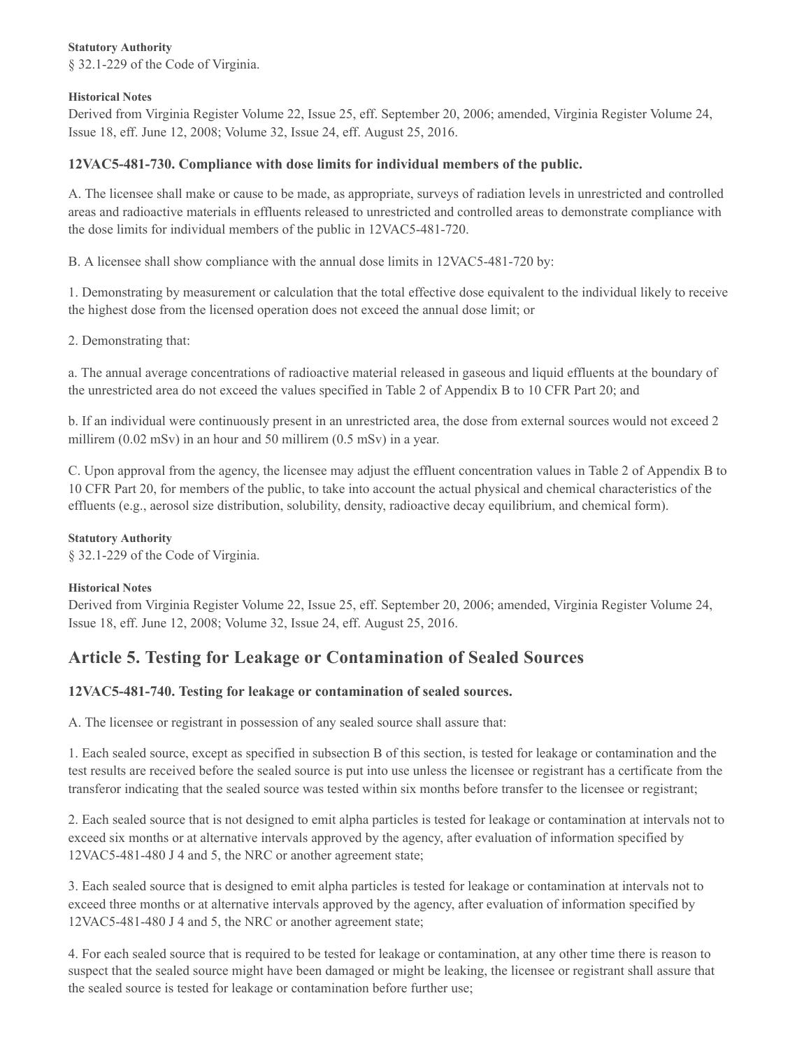**Statutory Authority**

§ 32.1-229 of the Code of Virginia.

**Historical Notes**

Derived from Virginia Register Volume 22, Issue 25, eff. September 20, 2006; amended, Virginia Register Volume 24, Issue 18, eff. June 12, 2008; Volume 32, Issue 24, eff. August 25, 2016.

### 12VAC5-481-730. Compliance with dose limits for individual members of the public.

A. The licensee shall make or cause to be made, as appropriate, surveys of radiation levels in unrestricted and controlled areas and radioactive materials in effluents released to unrestricted and controlled areas to demonstrate compliance with the dose limits for individual members of the public in 12VAC5-481-720.

B. A licensee shall show compliance with the annual dose limits in 12VAC5-481-720 by:

1. Demonstrating by measurement or calculation that the total effective dose equivalent to the individual likely to receive the highest dose from the licensed operation does not exceed the annual dose limit; or

2. Demonstrating that:

a. The annual average concentrations of radioactive material released in gaseous and liquid effluents at the boundary of the unrestricted area do not exceed the values specified in Table 2 of Appendix B to 10 CFR Part 20; and

b. If an individual were continuously present in an unrestricted area, the dose from external sources would not exceed 2 millirem (0.02 mSv) in an hour and 50 millirem (0.5 mSv) in a year.

C. Upon approval from the agency, the licensee may adjust the effluent concentration values in Table 2 of Appendix B to 10 CFR Part 20, for members of the public, to take into account the actual physical and chemical characteristics of the effluents (e.g., aerosol size distribution, solubility, density, radioactive decay equilibrium, and chemical form).

**Statutory Authority**

§ 32.1-229 of the Code of Virginia.

**Historical Notes**

Derived from Virginia Register Volume 22, Issue 25, eff. September 20, 2006; amended, Virginia Register Volume 24, Issue 18, eff. June 12, 2008; Volume 32, Issue 24, eff. August 25, 2016.

## Article 5. Testing for Leakage or Contamination of Sealed Sources

### 12VAC5-481-740. Testing for leakage or contamination of sealed sources.

A. The licensee or registrant in possession of any sealed source shall assure that:

1. Each sealed source, except as specified in subsection B of this section, is tested for leakage or contamination and the test results are received before the sealed source is put into use unless the licensee or registrant has a certificate from the transferor indicating that the sealed source was tested within six months before transfer to the licensee or registrant;

2. Each sealed source that is not designed to emit alpha particles is tested for leakage or contamination at intervals not to exceed six months or at alternative intervals approved by the agency, after evaluation of information specified by 12VAC5-481-480 J 4 and 5, the NRC or another agreement state;

3. Each sealed source that is designed to emit alpha particles is tested for leakage or contamination at intervals not to exceed three months or at alternative intervals approved by the agency, after evaluation of information specified by 12VAC5-481-480 J 4 and 5, the NRC or another agreement state;

4. For each sealed source that is required to be tested for leakage or contamination, at any other time there is reason to suspect that the sealed source might have been damaged or might be leaking, the licensee or registrant shall assure that the sealed source is tested for leakage or contamination before further use;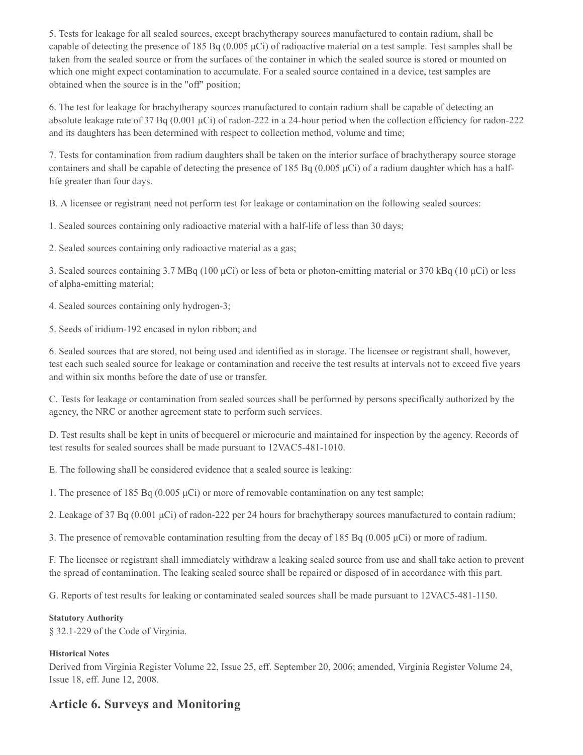5. Tests for leakage for all sealed sources, except brachytherapy sources manufactured to contain radium, shall be capable of detecting the presence of 185 Bq (0.005 μCi) of radioactive material on a test sample. Test samples shall be taken from the sealed source or from the surfaces of the container in which the sealed source is stored or mounted on which one might expect contamination to accumulate. For a sealed source contained in a device, test samples are obtained when the source is in the "off" position;

6. The test for leakage for brachytherapy sources manufactured to contain radium shall be capable of detecting an absolute leakage rate of 37 Bq (0.001 μCi) of radon-222 in a 24-hour period when the collection efficiency for radon-222 and its daughters has been determined with respect to collection method, volume and time;

7. Tests for contamination from radium daughters shall be taken on the interior surface of brachytherapy source storage containers and shall be capable of detecting the presence of 185 Bq (0.005 μCi) of a radium daughter which has a half-life greater than four days.

B. A licensee or registrant need not perform test for leakage or contamination on the following sealed sources:

1. Sealed sources containing only radioactive material with a half-life of less than 30 days;

2. Sealed sources containing only radioactive material as a gas;

3. Sealed sources containing 3.7 MBq (100 μCi) or less of beta or photon-emitting material or 370 kBq (10 μCi) or less of alpha-emitting material;

4. Sealed sources containing only hydrogen-3;

5. Seeds of iridium-192 encased in nylon ribbon; and

6. Sealed sources that are stored, not being used and identified as in storage. The licensee or registrant shall, however, test each such sealed source for leakage or contamination and receive the test results at intervals not to exceed five years and within six months before the date of use or transfer.

C. Tests for leakage or contamination from sealed sources shall be performed by persons specifically authorized by the agency, the NRC or another agreement state to perform such services.

D. Test results shall be kept in units of becquerel or microcurie and maintained for inspection by the agency. Records of test results for sealed sources shall be made pursuant to 12VAC5-481-1010.

E. The following shall be considered evidence that a sealed source is leaking:

1. The presence of 185 Bq (0.005 μCi) or more of removable contamination on any test sample;

2. Leakage of 37 Bq (0.001 μCi) of radon-222 per 24 hours for brachytherapy sources manufactured to contain radium;

3. The presence of removable contamination resulting from the decay of 185 Bq (0.005 μCi) or more of radium.

F. The licensee or registrant shall immediately withdraw a leaking sealed source from use and shall take action to prevent the spread of contamination. The leaking sealed source shall be repaired or disposed of in accordance with this part.

G. Reports of test results for leaking or contaminated sealed sources shall be made pursuant to 12VAC5-481-1150.

**Statutory Authority**

§ 32.1-229 of the Code of Virginia.

**Historical Notes**

Derived from Virginia Register Volume 22, Issue 25, eff. September 20, 2006; amended, Virginia Register Volume 24, Issue 18, eff. June 12, 2008.

## Article 6. Surveys and Monitoring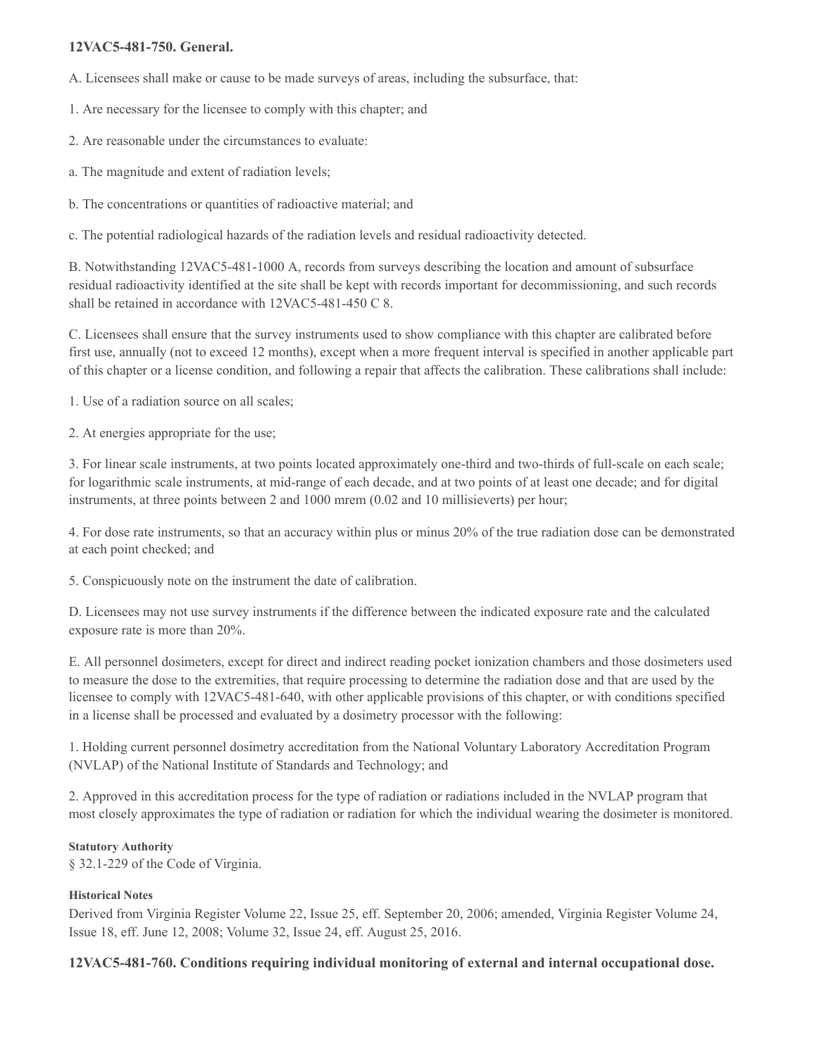**12VAC5-481-750. General.**

A. Licensees shall make or cause to be made surveys of areas, including the subsurface, that:

1. Are necessary for the licensee to comply with this chapter; and

2. Are reasonable under the circumstances to evaluate:

a. The magnitude and extent of radiation levels;

b. The concentrations or quantities of radioactive material; and

c. The potential radiological hazards of the radiation levels and residual radioactivity detected.

B. Notwithstanding 12VAC5-481-1000 A, records from surveys describing the location and amount of subsurface residual radioactivity identified at the site shall be kept with records important for decommissioning, and such records shall be retained in accordance with 12VAC5-481-450 C 8.

C. Licensees shall ensure that the survey instruments used to show compliance with this chapter are calibrated before first use, annually (not to exceed 12 months), except when a more frequent interval is specified in another applicable part of this chapter or a license condition, and following a repair that affects the calibration. These calibrations shall include:

1. Use of a radiation source on all scales;

2. At energies appropriate for the use;

3. For linear scale instruments, at two points located approximately one-third and two-thirds of full-scale on each scale; for logarithmic scale instruments, at mid-range of each decade, and at two points of at least one decade; and for digital instruments, at three points between 2 and 1000 mrem (0.02 and 10 millisieverts) per hour;

4. For dose rate instruments, so that an accuracy within plus or minus 20% of the true radiation dose can be demonstrated at each point checked; and

5. Conspicuously note on the instrument the date of calibration.

D. Licensees may not use survey instruments if the difference between the indicated exposure rate and the calculated exposure rate is more than 20%.

E. All personnel dosimeters, except for direct and indirect reading pocket ionization chambers and those dosimeters used to measure the dose to the extremities, that require processing to determine the radiation dose and that are used by the licensee to comply with 12VAC5-481-640, with other applicable provisions of this chapter, or with conditions specified in a license shall be processed and evaluated by a dosimetry processor with the following:

1. Holding current personnel dosimetry accreditation from the National Voluntary Laboratory Accreditation Program (NVLAP) of the National Institute of Standards and Technology; and

2. Approved in this accreditation process for the type of radiation or radiations included in the NVLAP program that most closely approximates the type of radiation or radiation for which the individual wearing the dosimeter is monitored.

**Statutory Authority**

§ 32.1-229 of the Code of Virginia.

**Historical Notes**

Derived from Virginia Register Volume 22, Issue 25, eff. September 20, 2006; amended, Virginia Register Volume 24, Issue 18, eff. June 12, 2008; Volume 32, Issue 24, eff. August 25, 2016.

**12VAC5-481-760. Conditions requiring individual monitoring of external and internal occupational dose.**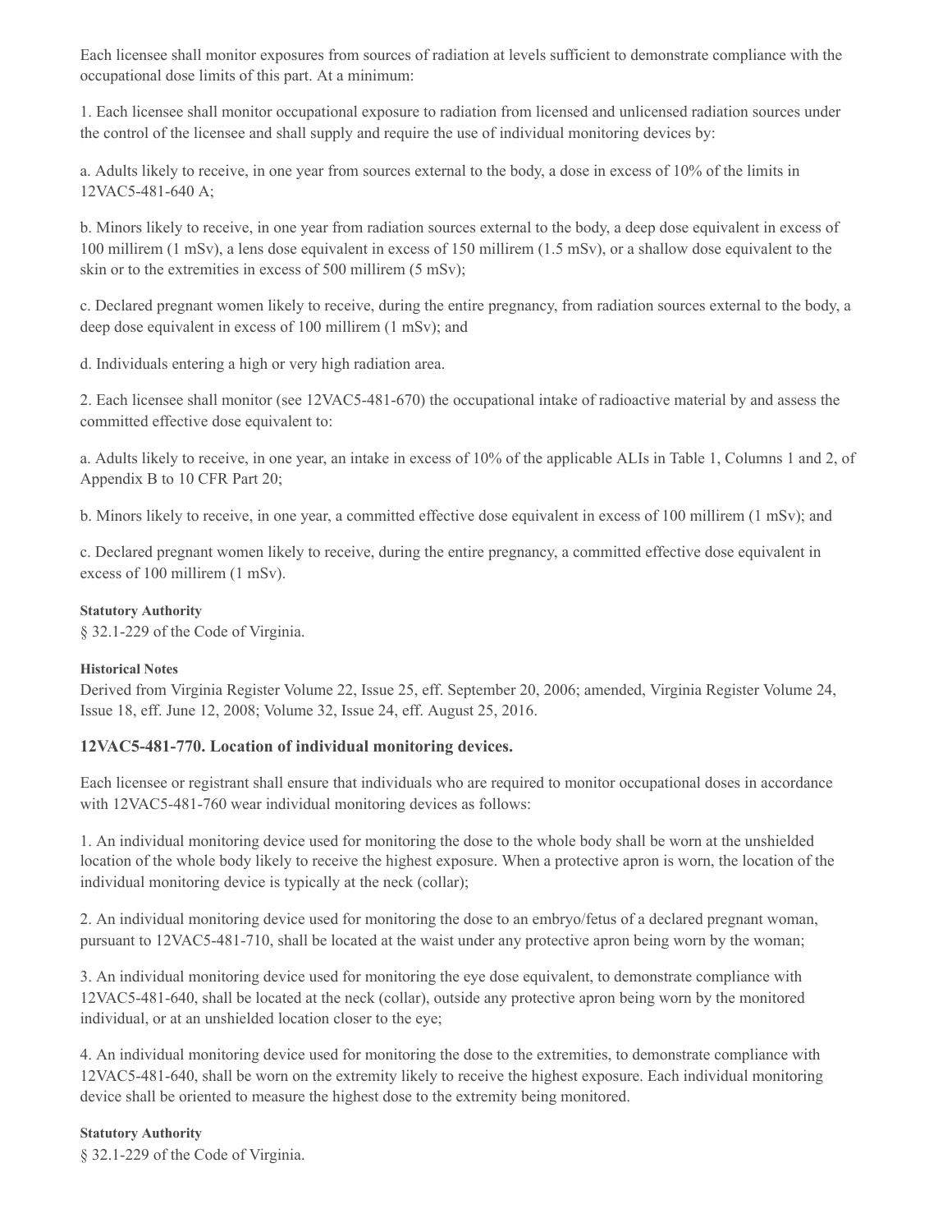Each licensee shall monitor exposures from sources of radiation at levels sufficient to demonstrate compliance with the occupational dose limits of this part. At a minimum:

1. Each licensee shall monitor occupational exposure to radiation from licensed and unlicensed radiation sources under the control of the licensee and shall supply and require the use of individual monitoring devices by:

a. Adults likely to receive, in one year from sources external to the body, a dose in excess of 10% of the limits in 12VAC5-481-640 A;

b. Minors likely to receive, in one year from radiation sources external to the body, a deep dose equivalent in excess of 100 millirem (1 mSv), a lens dose equivalent in excess of 150 millirem (1.5 mSv), or a shallow dose equivalent to the skin or to the extremities in excess of 500 millirem (5 mSv);

c. Declared pregnant women likely to receive, during the entire pregnancy, from radiation sources external to the body, a deep dose equivalent in excess of 100 millirem (1 mSv); and

d. Individuals entering a high or very high radiation area.

2. Each licensee shall monitor (see 12VAC5-481-670) the occupational intake of radioactive material by and assess the committed effective dose equivalent to:

a. Adults likely to receive, in one year, an intake in excess of 10% of the applicable ALIs in Table 1, Columns 1 and 2, of Appendix B to 10 CFR Part 20;

b. Minors likely to receive, in one year, a committed effective dose equivalent in excess of 100 millirem (1 mSv); and

c. Declared pregnant women likely to receive, during the entire pregnancy, a committed effective dose equivalent in excess of 100 millirem (1 mSv).

**Statutory Authority**

§ 32.1-229 of the Code of Virginia.

**Historical Notes**

Derived from Virginia Register Volume 22, Issue 25, eff. September 20, 2006; amended, Virginia Register Volume 24, Issue 18, eff. June 12, 2008; Volume 32, Issue 24, eff. August 25, 2016.

### 12VAC5-481-770. Location of individual monitoring devices.

Each licensee or registrant shall ensure that individuals who are required to monitor occupational doses in accordance with 12VAC5-481-760 wear individual monitoring devices as follows:

1. An individual monitoring device used for monitoring the dose to the whole body shall be worn at the unshielded location of the whole body likely to receive the highest exposure. When a protective apron is worn, the location of the individual monitoring device is typically at the neck (collar);

2. An individual monitoring device used for monitoring the dose to an embryo/fetus of a declared pregnant woman, pursuant to 12VAC5-481-710, shall be located at the waist under any protective apron being worn by the woman;

3. An individual monitoring device used for monitoring the eye dose equivalent, to demonstrate compliance with 12VAC5-481-640, shall be located at the neck (collar), outside any protective apron being worn by the monitored individual, or at an unshielded location closer to the eye;

4. An individual monitoring device used for monitoring the dose to the extremities, to demonstrate compliance with 12VAC5-481-640, shall be worn on the extremity likely to receive the highest exposure. Each individual monitoring device shall be oriented to measure the highest dose to the extremity being monitored.

**Statutory Authority**

§ 32.1-229 of the Code of Virginia.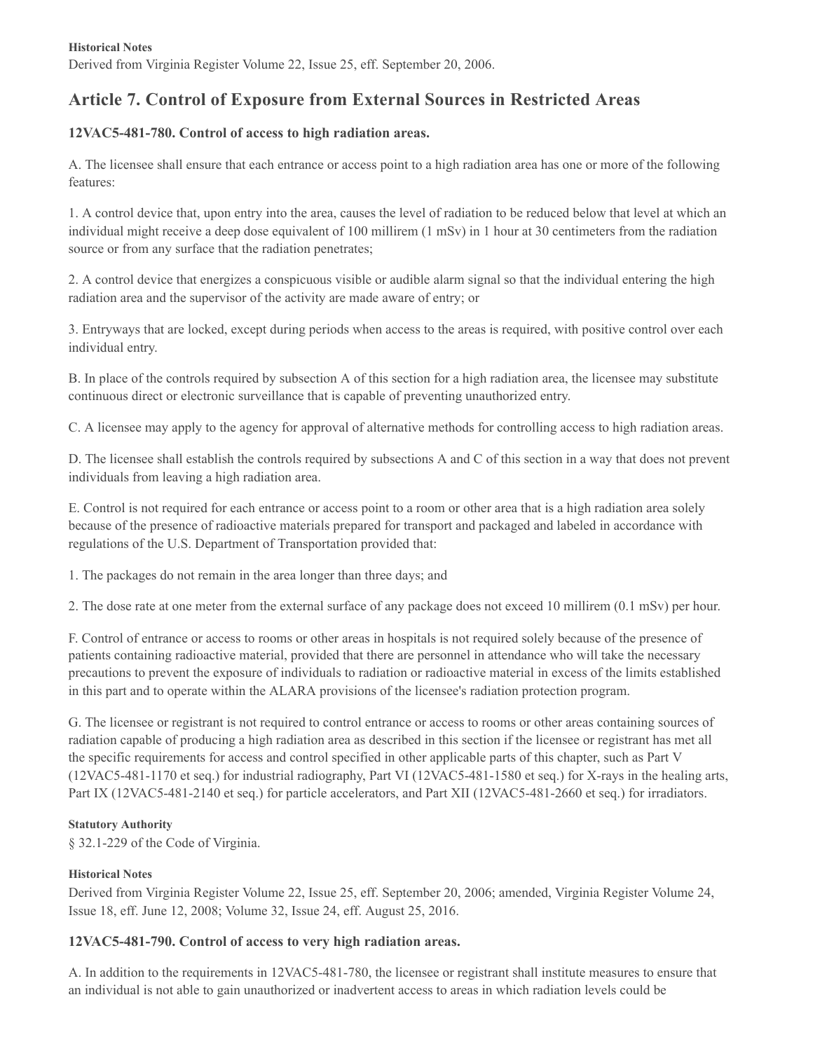**Historical Notes**

Derived from Virginia Register Volume 22, Issue 25, eff. September 20, 2006.

## Article 7. Control of Exposure from External Sources in Restricted Areas

### 12VAC5-481-780. Control of access to high radiation areas.

A. The licensee shall ensure that each entrance or access point to a high radiation area has one or more of the following features:

1. A control device that, upon entry into the area, causes the level of radiation to be reduced below that level at which an individual might receive a deep dose equivalent of 100 millirem (1 mSv) in 1 hour at 30 centimeters from the radiation source or from any surface that the radiation penetrates;

2. A control device that energizes a conspicuous visible or audible alarm signal so that the individual entering the high radiation area and the supervisor of the activity are made aware of entry; or

3. Entryways that are locked, except during periods when access to the areas is required, with positive control over each individual entry.

B. In place of the controls required by subsection A of this section for a high radiation area, the licensee may substitute continuous direct or electronic surveillance that is capable of preventing unauthorized entry.

C. A licensee may apply to the agency for approval of alternative methods for controlling access to high radiation areas.

D. The licensee shall establish the controls required by subsections A and C of this section in a way that does not prevent individuals from leaving a high radiation area.

E. Control is not required for each entrance or access point to a room or other area that is a high radiation area solely because of the presence of radioactive materials prepared for transport and packaged and labeled in accordance with regulations of the U.S. Department of Transportation provided that:

1. The packages do not remain in the area longer than three days; and

2. The dose rate at one meter from the external surface of any package does not exceed 10 millirem (0.1 mSv) per hour.

F. Control of entrance or access to rooms or other areas in hospitals is not required solely because of the presence of patients containing radioactive material, provided that there are personnel in attendance who will take the necessary precautions to prevent the exposure of individuals to radiation or radioactive material in excess of the limits established in this part and to operate within the ALARA provisions of the licensee's radiation protection program.

G. The licensee or registrant is not required to control entrance or access to rooms or other areas containing sources of radiation capable of producing a high radiation area as described in this section if the licensee or registrant has met all the specific requirements for access and control specified in other applicable parts of this chapter, such as Part V (12VAC5-481-1170 et seq.) for industrial radiography, Part VI (12VAC5-481-1580 et seq.) for X-rays in the healing arts, Part IX (12VAC5-481-2140 et seq.) for particle accelerators, and Part XII (12VAC5-481-2660 et seq.) for irradiators.

**Statutory Authority**

§ 32.1-229 of the Code of Virginia.

**Historical Notes**

Derived from Virginia Register Volume 22, Issue 25, eff. September 20, 2006; amended, Virginia Register Volume 24, Issue 18, eff. June 12, 2008; Volume 32, Issue 24, eff. August 25, 2016.

### 12VAC5-481-790. Control of access to very high radiation areas.

A. In addition to the requirements in 12VAC5-481-780, the licensee or registrant shall institute measures to ensure that an individual is not able to gain unauthorized or inadvertent access to areas in which radiation levels could be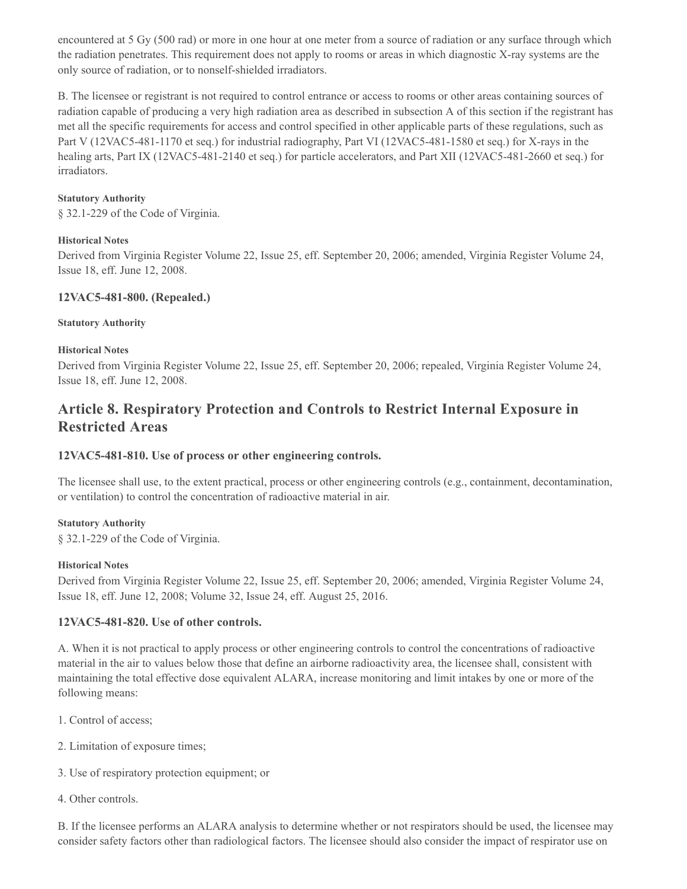encountered at 5 Gy (500 rad) or more in one hour at one meter from a source of radiation or any surface through which the radiation penetrates. This requirement does not apply to rooms or areas in which diagnostic X-ray systems are the only source of radiation, or to nonself-shielded irradiators.

B. The licensee or registrant is not required to control entrance or access to rooms or other areas containing sources of radiation capable of producing a very high radiation area as described in subsection A of this section if the registrant has met all the specific requirements for access and control specified in other applicable parts of these regulations, such as Part V (12VAC5-481-1170 et seq.) for industrial radiography, Part VI (12VAC5-481-1580 et seq.) for X-rays in the healing arts, Part IX (12VAC5-481-2140 et seq.) for particle accelerators, and Part XII (12VAC5-481-2660 et seq.) for irradiators.

**Statutory Authority**

§ 32.1-229 of the Code of Virginia.

**Historical Notes**

Derived from Virginia Register Volume 22, Issue 25, eff. September 20, 2006; amended, Virginia Register Volume 24, Issue 18, eff. June 12, 2008.

### 12VAC5-481-800. (Repealed.)

**Statutory Authority**

**Historical Notes**

Derived from Virginia Register Volume 22, Issue 25, eff. September 20, 2006; repealed, Virginia Register Volume 24, Issue 18, eff. June 12, 2008.

## Article 8. Respiratory Protection and Controls to Restrict Internal Exposure in Restricted Areas

### 12VAC5-481-810. Use of process or other engineering controls.

The licensee shall use, to the extent practical, process or other engineering controls (e.g., containment, decontamination, or ventilation) to control the concentration of radioactive material in air.

**Statutory Authority**

§ 32.1-229 of the Code of Virginia.

**Historical Notes**

Derived from Virginia Register Volume 22, Issue 25, eff. September 20, 2006; amended, Virginia Register Volume 24, Issue 18, eff. June 12, 2008; Volume 32, Issue 24, eff. August 25, 2016.

### 12VAC5-481-820. Use of other controls.

A. When it is not practical to apply process or other engineering controls to control the concentrations of radioactive material in the air to values below those that define an airborne radioactivity area, the licensee shall, consistent with maintaining the total effective dose equivalent ALARA, increase monitoring and limit intakes by one or more of the following means:

1. Control of access;

2. Limitation of exposure times;

3. Use of respiratory protection equipment; or

4. Other controls.

B. If the licensee performs an ALARA analysis to determine whether or not respirators should be used, the licensee may consider safety factors other than radiological factors. The licensee should also consider the impact of respirator use on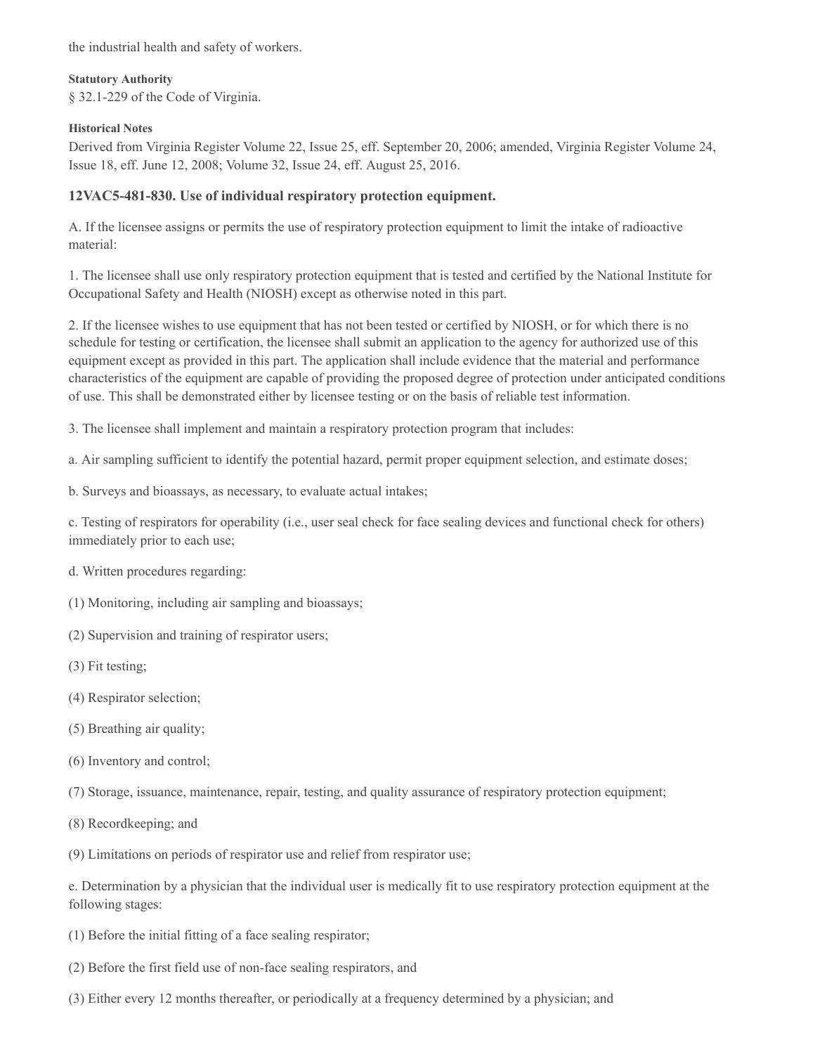the industrial health and safety of workers.

**Statutory Authority**

§ 32.1-229 of the Code of Virginia.

**Historical Notes**

Derived from Virginia Register Volume 22, Issue 25, eff. September 20, 2006; amended, Virginia Register Volume 24, Issue 18, eff. June 12, 2008; Volume 32, Issue 24, eff. August 25, 2016.

### 12VAC5-481-830. Use of individual respiratory protection equipment.

A. If the licensee assigns or permits the use of respiratory protection equipment to limit the intake of radioactive material:

1. The licensee shall use only respiratory protection equipment that is tested and certified by the National Institute for Occupational Safety and Health (NIOSH) except as otherwise noted in this part.

2. If the licensee wishes to use equipment that has not been tested or certified by NIOSH, or for which there is no schedule for testing or certification, the licensee shall submit an application to the agency for authorized use of this equipment except as provided in this part. The application shall include evidence that the material and performance characteristics of the equipment are capable of providing the proposed degree of protection under anticipated conditions of use. This shall be demonstrated either by licensee testing or on the basis of reliable test information.

3. The licensee shall implement and maintain a respiratory protection program that includes:

a. Air sampling sufficient to identify the potential hazard, permit proper equipment selection, and estimate doses;

b. Surveys and bioassays, as necessary, to evaluate actual intakes;

c. Testing of respirators for operability (i.e., user seal check for face sealing devices and functional check for others) immediately prior to each use;

d. Written procedures regarding:

(1) Monitoring, including air sampling and bioassays;

(2) Supervision and training of respirator users;

(3) Fit testing;

(4) Respirator selection;

(5) Breathing air quality;

(6) Inventory and control;

(7) Storage, issuance, maintenance, repair, testing, and quality assurance of respiratory protection equipment;

(8) Recordkeeping; and

(9) Limitations on periods of respirator use and relief from respirator use;

e. Determination by a physician that the individual user is medically fit to use respiratory protection equipment at the following stages:

(1) Before the initial fitting of a face sealing respirator;

(2) Before the first field use of non-face sealing respirators, and

(3) Either every 12 months thereafter, or periodically at a frequency determined by a physician; and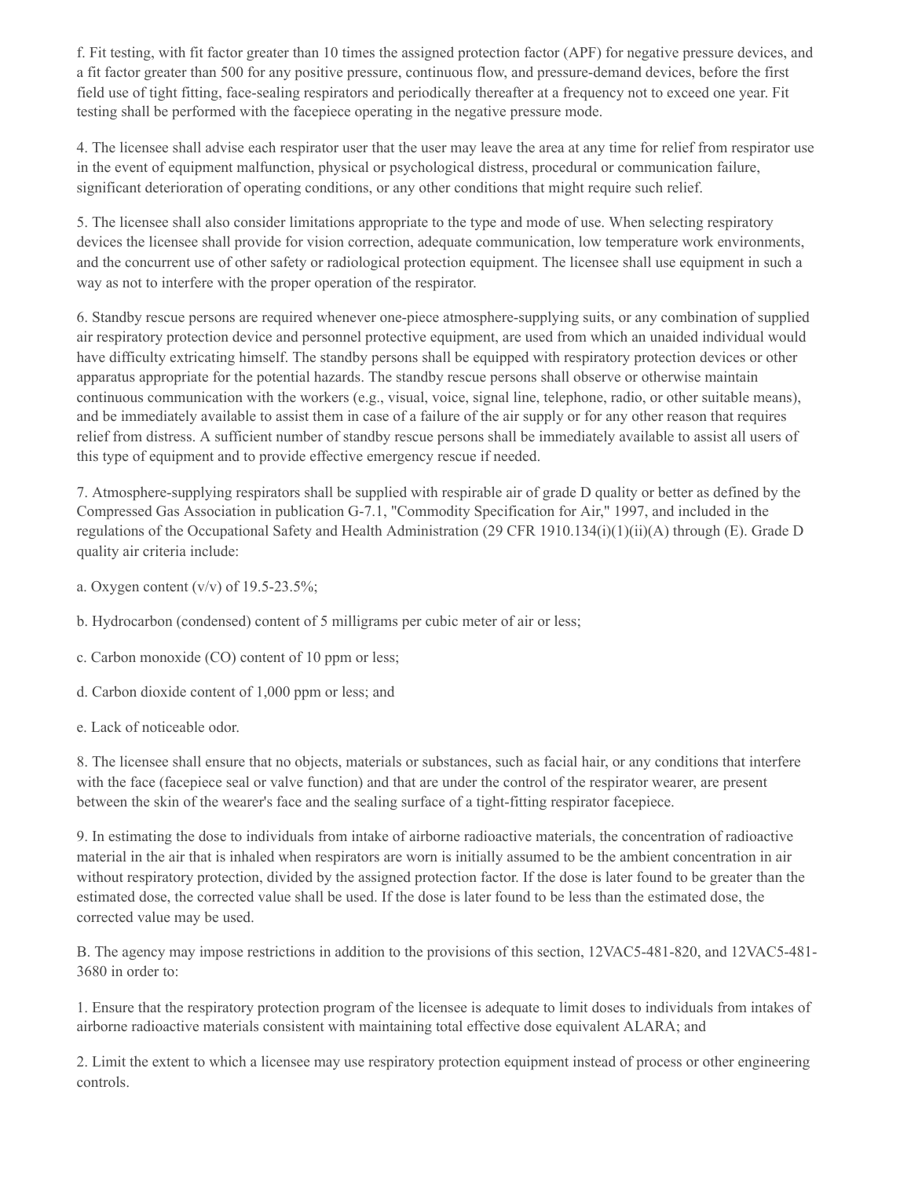f. Fit testing, with fit factor greater than 10 times the assigned protection factor (APF) for negative pressure devices, and a fit factor greater than 500 for any positive pressure, continuous flow, and pressure-demand devices, before the first field use of tight fitting, face-sealing respirators and periodically thereafter at a frequency not to exceed one year. Fit testing shall be performed with the facepiece operating in the negative pressure mode.

4. The licensee shall advise each respirator user that the user may leave the area at any time for relief from respirator use in the event of equipment malfunction, physical or psychological distress, procedural or communication failure, significant deterioration of operating conditions, or any other conditions that might require such relief.

5. The licensee shall also consider limitations appropriate to the type and mode of use. When selecting respiratory devices the licensee shall provide for vision correction, adequate communication, low temperature work environments, and the concurrent use of other safety or radiological protection equipment. The licensee shall use equipment in such a way as not to interfere with the proper operation of the respirator.

6. Standby rescue persons are required whenever one-piece atmosphere-supplying suits, or any combination of supplied air respiratory protection device and personnel protective equipment, are used from which an unaided individual would have difficulty extricating himself. The standby persons shall be equipped with respiratory protection devices or other apparatus appropriate for the potential hazards. The standby rescue persons shall observe or otherwise maintain continuous communication with the workers (e.g., visual, voice, signal line, telephone, radio, or other suitable means), and be immediately available to assist them in case of a failure of the air supply or for any other reason that requires relief from distress. A sufficient number of standby rescue persons shall be immediately available to assist all users of this type of equipment and to provide effective emergency rescue if needed.

7. Atmosphere-supplying respirators shall be supplied with respirable air of grade D quality or better as defined by the Compressed Gas Association in publication G-7.1, "Commodity Specification for Air," 1997, and included in the regulations of the Occupational Safety and Health Administration (29 CFR 1910.134(i)(1)(ii)(A) through (E). Grade D quality air criteria include:

a. Oxygen content (v/v) of 19.5-23.5%;

b. Hydrocarbon (condensed) content of 5 milligrams per cubic meter of air or less;

c. Carbon monoxide (CO) content of 10 ppm or less;

d. Carbon dioxide content of 1,000 ppm or less; and

e. Lack of noticeable odor.

8. The licensee shall ensure that no objects, materials or substances, such as facial hair, or any conditions that interfere with the face (facepiece seal or valve function) and that are under the control of the respirator wearer, are present between the skin of the wearer's face and the sealing surface of a tight-fitting respirator facepiece.

9. In estimating the dose to individuals from intake of airborne radioactive materials, the concentration of radioactive material in the air that is inhaled when respirators are worn is initially assumed to be the ambient concentration in air without respiratory protection, divided by the assigned protection factor. If the dose is later found to be greater than the estimated dose, the corrected value shall be used. If the dose is later found to be less than the estimated dose, the corrected value may be used.

B. The agency may impose restrictions in addition to the provisions of this section, 12VAC5-481-820, and 12VAC5-481-3680 in order to:

1. Ensure that the respiratory protection program of the licensee is adequate to limit doses to individuals from intakes of airborne radioactive materials consistent with maintaining total effective dose equivalent ALARA; and

2. Limit the extent to which a licensee may use respiratory protection equipment instead of process or other engineering controls.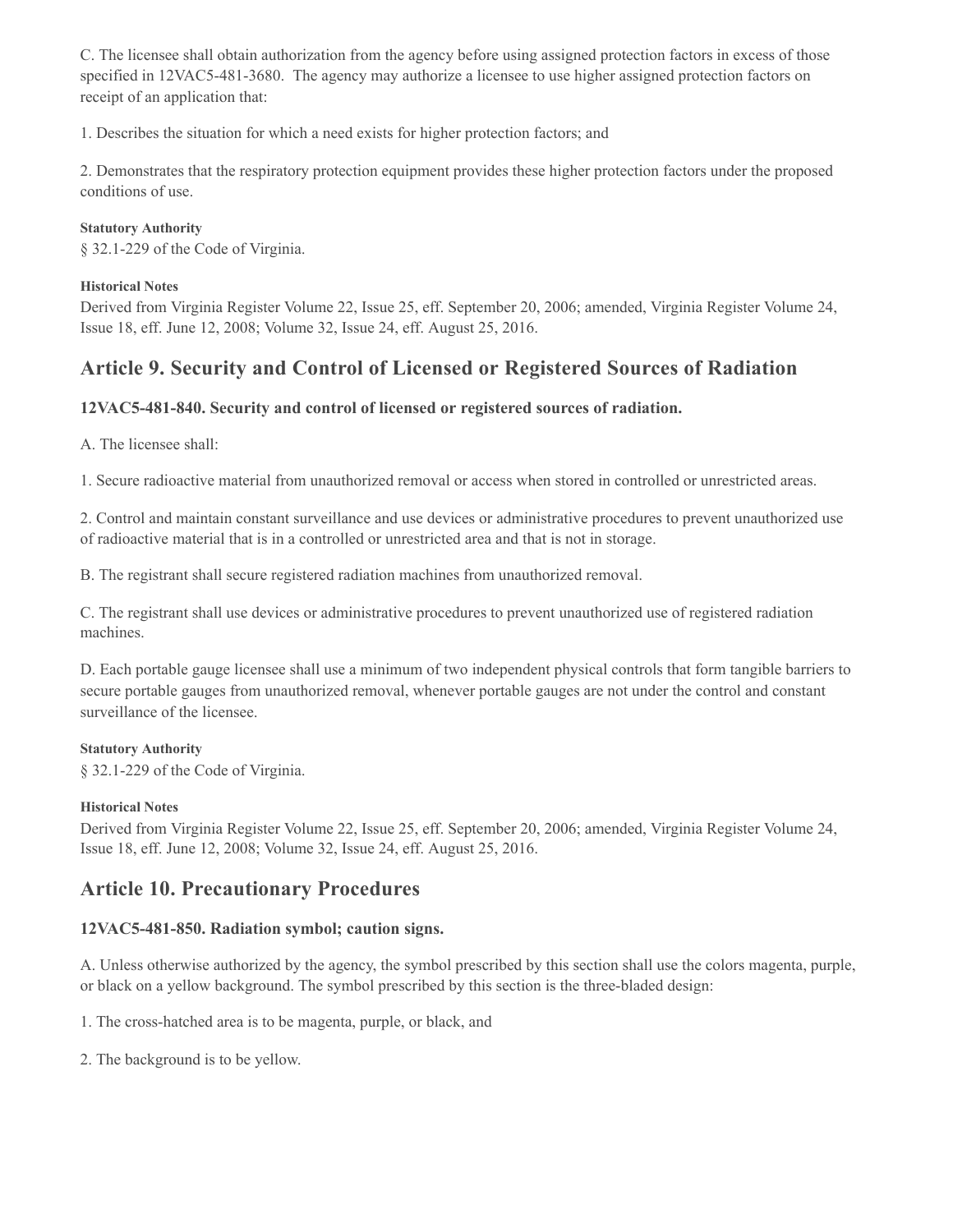C. The licensee shall obtain authorization from the agency before using assigned protection factors in excess of those specified in 12VAC5-481-3680. The agency may authorize a licensee to use higher assigned protection factors on receipt of an application that:

1. Describes the situation for which a need exists for higher protection factors; and

2. Demonstrates that the respiratory protection equipment provides these higher protection factors under the proposed conditions of use.

**Statutory Authority**

§ 32.1-229 of the Code of Virginia.

**Historical Notes**

Derived from Virginia Register Volume 22, Issue 25, eff. September 20, 2006; amended, Virginia Register Volume 24, Issue 18, eff. June 12, 2008; Volume 32, Issue 24, eff. August 25, 2016.

## Article 9. Security and Control of Licensed or Registered Sources of Radiation

### 12VAC5-481-840. Security and control of licensed or registered sources of radiation.

A. The licensee shall:

1. Secure radioactive material from unauthorized removal or access when stored in controlled or unrestricted areas.

2. Control and maintain constant surveillance and use devices or administrative procedures to prevent unauthorized use of radioactive material that is in a controlled or unrestricted area and that is not in storage.

B. The registrant shall secure registered radiation machines from unauthorized removal.

C. The registrant shall use devices or administrative procedures to prevent unauthorized use of registered radiation machines.

D. Each portable gauge licensee shall use a minimum of two independent physical controls that form tangible barriers to secure portable gauges from unauthorized removal, whenever portable gauges are not under the control and constant surveillance of the licensee.

**Statutory Authority**

§ 32.1-229 of the Code of Virginia.

**Historical Notes**

Derived from Virginia Register Volume 22, Issue 25, eff. September 20, 2006; amended, Virginia Register Volume 24, Issue 18, eff. June 12, 2008; Volume 32, Issue 24, eff. August 25, 2016.

## Article 10. Precautionary Procedures

### 12VAC5-481-850. Radiation symbol; caution signs.

A. Unless otherwise authorized by the agency, the symbol prescribed by this section shall use the colors magenta, purple, or black on a yellow background. The symbol prescribed by this section is the three-bladed design:

1. The cross-hatched area is to be magenta, purple, or black, and

2. The background is to be yellow.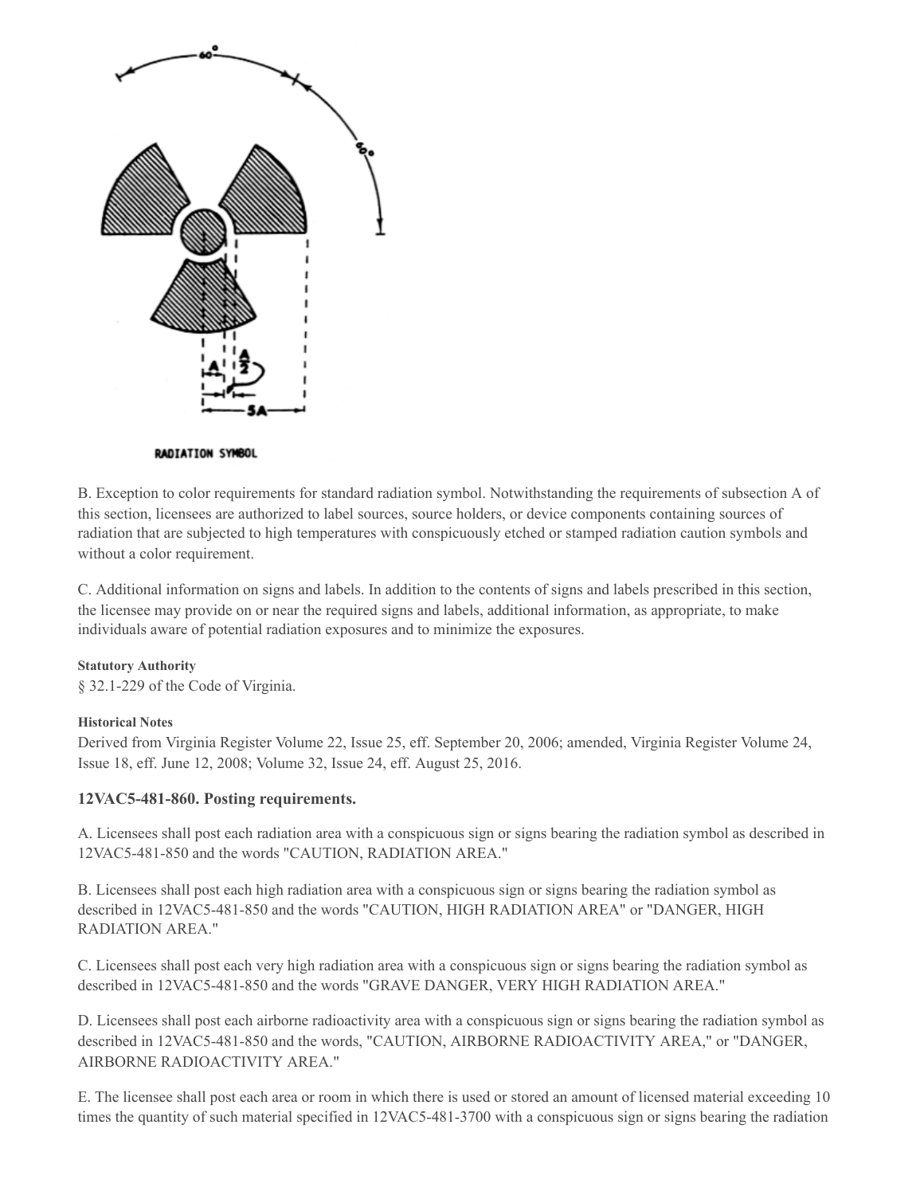RADIATION SYMBOL

B. Exception to color requirements for standard radiation symbol. Notwithstanding the requirements of subsection A of this section, licensees are authorized to label sources, source holders, or device components containing sources of radiation that are subjected to high temperatures with conspicuously etched or stamped radiation caution symbols and without a color requirement.

C. Additional information on signs and labels. In addition to the contents of signs and labels prescribed in this section, the licensee may provide on or near the required signs and labels, additional information, as appropriate, to make individuals aware of potential radiation exposures and to minimize the exposures.

**Statutory Authority**

§ 32.1-229 of the Code of Virginia.

**Historical Notes**

Derived from Virginia Register Volume 22, Issue 25, eff. September 20, 2006; amended, Virginia Register Volume 24, Issue 18, eff. June 12, 2008; Volume 32, Issue 24, eff. August 25, 2016.

### 12VAC5-481-860. Posting requirements.

A. Licensees shall post each radiation area with a conspicuous sign or signs bearing the radiation symbol as described in 12VAC5-481-850 and the words "CAUTION, RADIATION AREA."

B. Licensees shall post each high radiation area with a conspicuous sign or signs bearing the radiation symbol as described in 12VAC5-481-850 and the words "CAUTION, HIGH RADIATION AREA" or "DANGER, HIGH RADIATION AREA."

C. Licensees shall post each very high radiation area with a conspicuous sign or signs bearing the radiation symbol as described in 12VAC5-481-850 and the words "GRAVE DANGER, VERY HIGH RADIATION AREA."

D. Licensees shall post each airborne radioactivity area with a conspicuous sign or signs bearing the radiation symbol as described in 12VAC5-481-850 and the words, "CAUTION, AIRBORNE RADIOACTIVITY AREA," or "DANGER, AIRBORNE RADIOACTIVITY AREA."

E. The licensee shall post each area or room in which there is used or stored an amount of licensed material exceeding 10 times the quantity of such material specified in 12VAC5-481-3700 with a conspicuous sign or signs bearing the radiation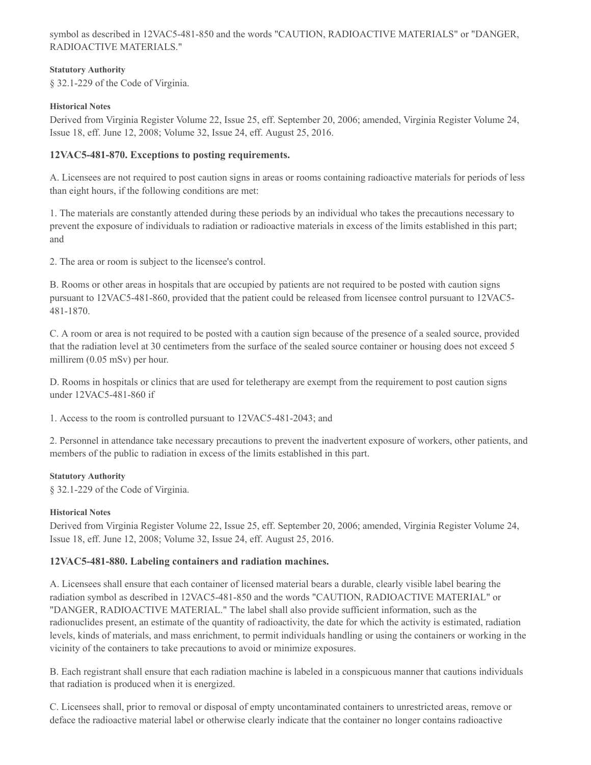symbol as described in 12VAC5-481-850 and the words "CAUTION, RADIOACTIVE MATERIALS" or "DANGER, RADIOACTIVE MATERIALS."

**Statutory Authority**

§ 32.1-229 of the Code of Virginia.

**Historical Notes**

Derived from Virginia Register Volume 22, Issue 25, eff. September 20, 2006; amended, Virginia Register Volume 24, Issue 18, eff. June 12, 2008; Volume 32, Issue 24, eff. August 25, 2016.

### 12VAC5-481-870. Exceptions to posting requirements.

A. Licensees are not required to post caution signs in areas or rooms containing radioactive materials for periods of less than eight hours, if the following conditions are met:

1. The materials are constantly attended during these periods by an individual who takes the precautions necessary to prevent the exposure of individuals to radiation or radioactive materials in excess of the limits established in this part; and

2. The area or room is subject to the licensee's control.

B. Rooms or other areas in hospitals that are occupied by patients are not required to be posted with caution signs pursuant to 12VAC5-481-860, provided that the patient could be released from licensee control pursuant to 12VAC5-481-1870.

C. A room or area is not required to be posted with a caution sign because of the presence of a sealed source, provided that the radiation level at 30 centimeters from the surface of the sealed source container or housing does not exceed 5 millirem (0.05 mSv) per hour.

D. Rooms in hospitals or clinics that are used for teletherapy are exempt from the requirement to post caution signs under 12VAC5-481-860 if

1. Access to the room is controlled pursuant to 12VAC5-481-2043; and

2. Personnel in attendance take necessary precautions to prevent the inadvertent exposure of workers, other patients, and members of the public to radiation in excess of the limits established in this part.

**Statutory Authority**

§ 32.1-229 of the Code of Virginia.

**Historical Notes**

Derived from Virginia Register Volume 22, Issue 25, eff. September 20, 2006; amended, Virginia Register Volume 24, Issue 18, eff. June 12, 2008; Volume 32, Issue 24, eff. August 25, 2016.

### 12VAC5-481-880. Labeling containers and radiation machines.

A. Licensees shall ensure that each container of licensed material bears a durable, clearly visible label bearing the radiation symbol as described in 12VAC5-481-850 and the words "CAUTION, RADIOACTIVE MATERIAL" or "DANGER, RADIOACTIVE MATERIAL." The label shall also provide sufficient information, such as the radionuclides present, an estimate of the quantity of radioactivity, the date for which the activity is estimated, radiation levels, kinds of materials, and mass enrichment, to permit individuals handling or using the containers or working in the vicinity of the containers to take precautions to avoid or minimize exposures.

B. Each registrant shall ensure that each radiation machine is labeled in a conspicuous manner that cautions individuals that radiation is produced when it is energized.

C. Licensees shall, prior to removal or disposal of empty uncontaminated containers to unrestricted areas, remove or deface the radioactive material label or otherwise clearly indicate that the container no longer contains radioactive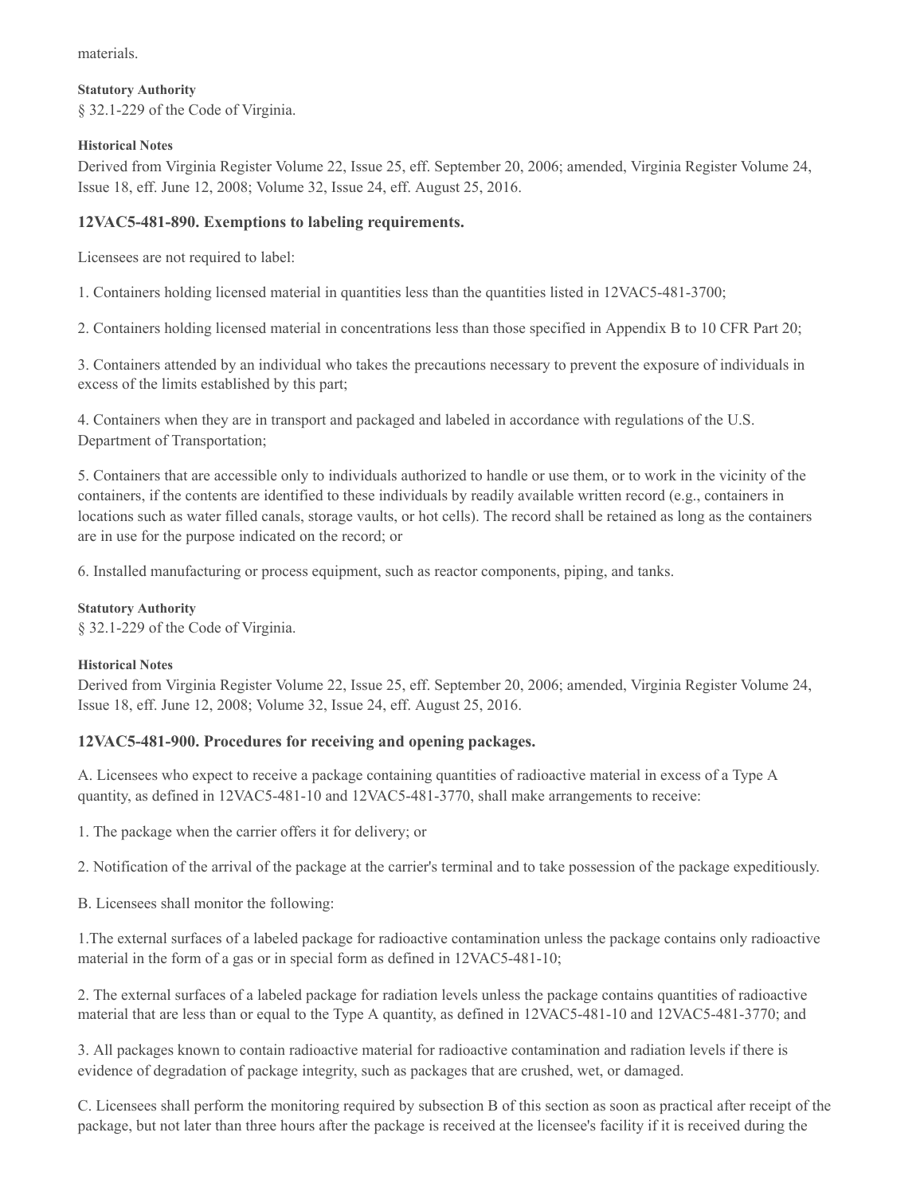materials.

**Statutory Authority**

§ 32.1-229 of the Code of Virginia.

**Historical Notes**

Derived from Virginia Register Volume 22, Issue 25, eff. September 20, 2006; amended, Virginia Register Volume 24, Issue 18, eff. June 12, 2008; Volume 32, Issue 24, eff. August 25, 2016.

### 12VAC5-481-890. Exemptions to labeling requirements.

Licensees are not required to label:

1. Containers holding licensed material in quantities less than the quantities listed in 12VAC5-481-3700;

2. Containers holding licensed material in concentrations less than those specified in Appendix B to 10 CFR Part 20;

3. Containers attended by an individual who takes the precautions necessary to prevent the exposure of individuals in excess of the limits established by this part;

4. Containers when they are in transport and packaged and labeled in accordance with regulations of the U.S. Department of Transportation;

5. Containers that are accessible only to individuals authorized to handle or use them, or to work in the vicinity of the containers, if the contents are identified to these individuals by readily available written record (e.g., containers in locations such as water filled canals, storage vaults, or hot cells). The record shall be retained as long as the containers are in use for the purpose indicated on the record; or

6. Installed manufacturing or process equipment, such as reactor components, piping, and tanks.

**Statutory Authority**

§ 32.1-229 of the Code of Virginia.

**Historical Notes**

Derived from Virginia Register Volume 22, Issue 25, eff. September 20, 2006; amended, Virginia Register Volume 24, Issue 18, eff. June 12, 2008; Volume 32, Issue 24, eff. August 25, 2016.

### 12VAC5-481-900. Procedures for receiving and opening packages.

A. Licensees who expect to receive a package containing quantities of radioactive material in excess of a Type A quantity, as defined in 12VAC5-481-10 and 12VAC5-481-3770, shall make arrangements to receive:

1. The package when the carrier offers it for delivery; or

2. Notification of the arrival of the package at the carrier's terminal and to take possession of the package expeditiously.

B. Licensees shall monitor the following:

1.The external surfaces of a labeled package for radioactive contamination unless the package contains only radioactive material in the form of a gas or in special form as defined in 12VAC5-481-10;

2. The external surfaces of a labeled package for radiation levels unless the package contains quantities of radioactive material that are less than or equal to the Type A quantity, as defined in 12VAC5-481-10 and 12VAC5-481-3770; and

3. All packages known to contain radioactive material for radioactive contamination and radiation levels if there is evidence of degradation of package integrity, such as packages that are crushed, wet, or damaged.

C. Licensees shall perform the monitoring required by subsection B of this section as soon as practical after receipt of the package, but not later than three hours after the package is received at the licensee's facility if it is received during the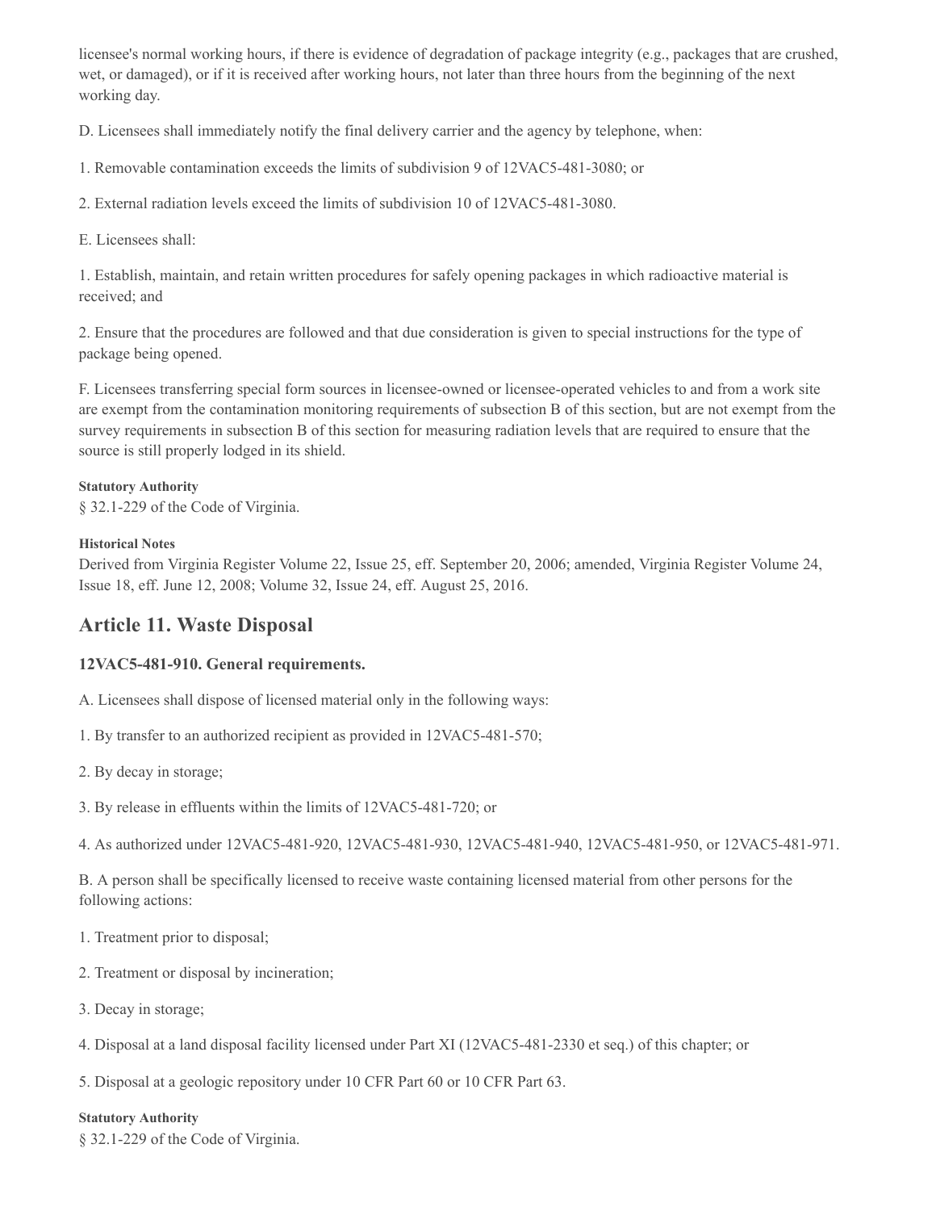licensee's normal working hours, if there is evidence of degradation of package integrity (e.g., packages that are crushed, wet, or damaged), or if it is received after working hours, not later than three hours from the beginning of the next working day.

D. Licensees shall immediately notify the final delivery carrier and the agency by telephone, when:

1. Removable contamination exceeds the limits of subdivision 9 of 12VAC5-481-3080; or

2. External radiation levels exceed the limits of subdivision 10 of 12VAC5-481-3080.

E. Licensees shall:

1. Establish, maintain, and retain written procedures for safely opening packages in which radioactive material is received; and

2. Ensure that the procedures are followed and that due consideration is given to special instructions for the type of package being opened.

F. Licensees transferring special form sources in licensee-owned or licensee-operated vehicles to and from a work site are exempt from the contamination monitoring requirements of subsection B of this section, but are not exempt from the survey requirements in subsection B of this section for measuring radiation levels that are required to ensure that the source is still properly lodged in its shield.

**Statutory Authority**

§ 32.1-229 of the Code of Virginia.

**Historical Notes**

Derived from Virginia Register Volume 22, Issue 25, eff. September 20, 2006; amended, Virginia Register Volume 24, Issue 18, eff. June 12, 2008; Volume 32, Issue 24, eff. August 25, 2016.

## Article 11. Waste Disposal

### 12VAC5-481-910. General requirements.

A. Licensees shall dispose of licensed material only in the following ways:

1. By transfer to an authorized recipient as provided in 12VAC5-481-570;

2. By decay in storage;

3. By release in effluents within the limits of 12VAC5-481-720; or

4. As authorized under 12VAC5-481-920, 12VAC5-481-930, 12VAC5-481-940, 12VAC5-481-950, or 12VAC5-481-971.

B. A person shall be specifically licensed to receive waste containing licensed material from other persons for the following actions:

1. Treatment prior to disposal;

2. Treatment or disposal by incineration;

3. Decay in storage;

4. Disposal at a land disposal facility licensed under Part XI (12VAC5-481-2330 et seq.) of this chapter; or

5. Disposal at a geologic repository under 10 CFR Part 60 or 10 CFR Part 63.

**Statutory Authority**

§ 32.1-229 of the Code of Virginia.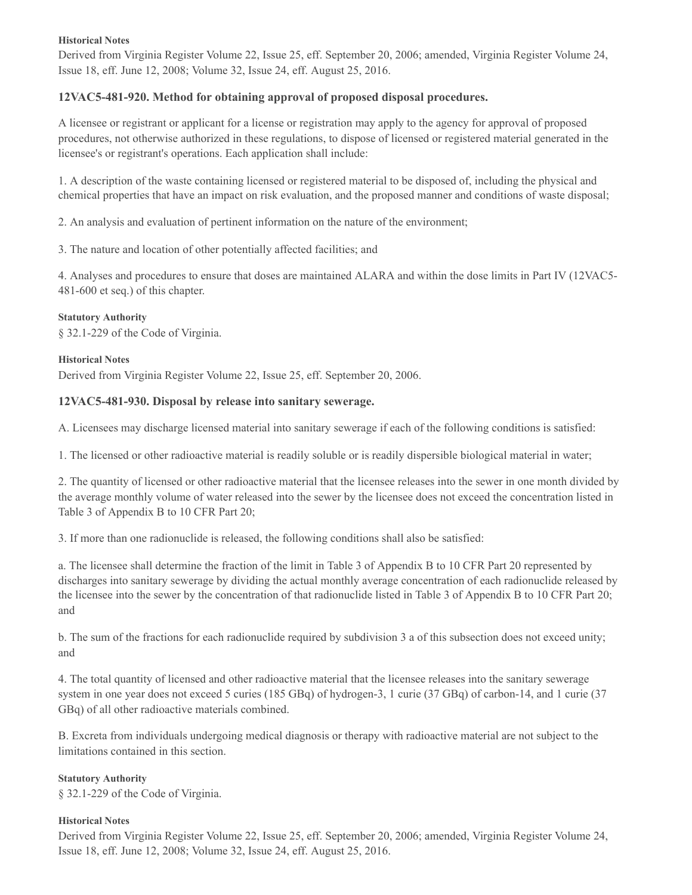#### Historical Notes

Derived from Virginia Register Volume 22, Issue 25, eff. September 20, 2006; amended, Virginia Register Volume 24, Issue 18, eff. June 12, 2008; Volume 32, Issue 24, eff. August 25, 2016.

### 12VAC5-481-920. Method for obtaining approval of proposed disposal procedures.

A licensee or registrant or applicant for a license or registration may apply to the agency for approval of proposed procedures, not otherwise authorized in these regulations, to dispose of licensed or registered material generated in the licensee's or registrant's operations. Each application shall include:

1. A description of the waste containing licensed or registered material to be disposed of, including the physical and chemical properties that have an impact on risk evaluation, and the proposed manner and conditions of waste disposal;

2. An analysis and evaluation of pertinent information on the nature of the environment;

3. The nature and location of other potentially affected facilities; and

4. Analyses and procedures to ensure that doses are maintained ALARA and within the dose limits in Part IV (12VAC5-481-600 et seq.) of this chapter.

#### Statutory Authority

§ 32.1-229 of the Code of Virginia.

#### Historical Notes

Derived from Virginia Register Volume 22, Issue 25, eff. September 20, 2006.

### 12VAC5-481-930. Disposal by release into sanitary sewerage.

A. Licensees may discharge licensed material into sanitary sewerage if each of the following conditions is satisfied:

1. The licensed or other radioactive material is readily soluble or is readily dispersible biological material in water;

2. The quantity of licensed or other radioactive material that the licensee releases into the sewer in one month divided by the average monthly volume of water released into the sewer by the licensee does not exceed the concentration listed in Table 3 of Appendix B to 10 CFR Part 20;

3. If more than one radionuclide is released, the following conditions shall also be satisfied:

a. The licensee shall determine the fraction of the limit in Table 3 of Appendix B to 10 CFR Part 20 represented by discharges into sanitary sewerage by dividing the actual monthly average concentration of each radionuclide released by the licensee into the sewer by the concentration of that radionuclide listed in Table 3 of Appendix B to 10 CFR Part 20; and

b. The sum of the fractions for each radionuclide required by subdivision 3 a of this subsection does not exceed unity; and

4. The total quantity of licensed and other radioactive material that the licensee releases into the sanitary sewerage system in one year does not exceed 5 curies (185 GBq) of hydrogen-3, 1 curie (37 GBq) of carbon-14, and 1 curie (37 GBq) of all other radioactive materials combined.

B. Excreta from individuals undergoing medical diagnosis or therapy with radioactive material are not subject to the limitations contained in this section.

#### Statutory Authority

§ 32.1-229 of the Code of Virginia.

#### Historical Notes

Derived from Virginia Register Volume 22, Issue 25, eff. September 20, 2006; amended, Virginia Register Volume 24, Issue 18, eff. June 12, 2008; Volume 32, Issue 24, eff. August 25, 2016.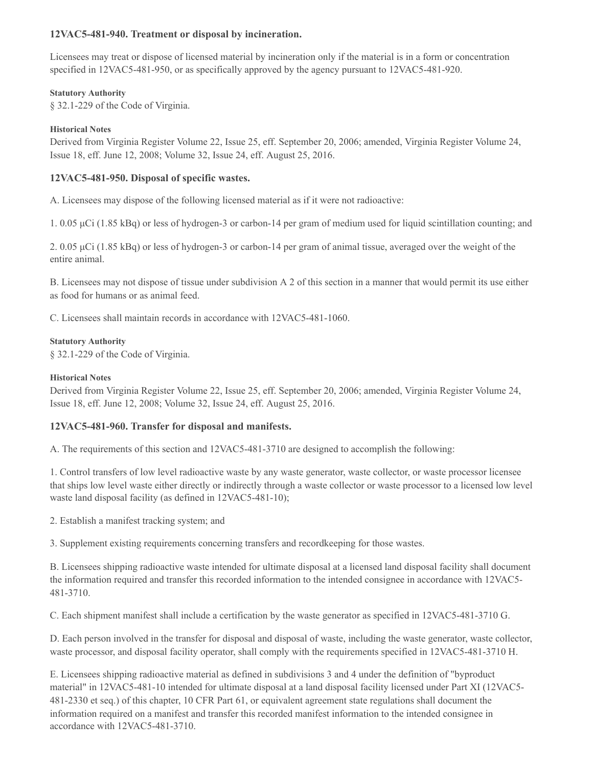### 12VAC5-481-940. Treatment or disposal by incineration.

Licensees may treat or dispose of licensed material by incineration only if the material is in a form or concentration specified in 12VAC5-481-950, or as specifically approved by the agency pursuant to 12VAC5-481-920.

**Statutory Authority**

§ 32.1-229 of the Code of Virginia.

**Historical Notes**

Derived from Virginia Register Volume 22, Issue 25, eff. September 20, 2006; amended, Virginia Register Volume 24, Issue 18, eff. June 12, 2008; Volume 32, Issue 24, eff. August 25, 2016.

### 12VAC5-481-950. Disposal of specific wastes.

A. Licensees may dispose of the following licensed material as if it were not radioactive:

1. 0.05 μCi (1.85 kBq) or less of hydrogen-3 or carbon-14 per gram of medium used for liquid scintillation counting; and

2. 0.05 μCi (1.85 kBq) or less of hydrogen-3 or carbon-14 per gram of animal tissue, averaged over the weight of the entire animal.

B. Licensees may not dispose of tissue under subdivision A 2 of this section in a manner that would permit its use either as food for humans or as animal feed.

C. Licensees shall maintain records in accordance with 12VAC5-481-1060.

**Statutory Authority**

§ 32.1-229 of the Code of Virginia.

**Historical Notes**

Derived from Virginia Register Volume 22, Issue 25, eff. September 20, 2006; amended, Virginia Register Volume 24, Issue 18, eff. June 12, 2008; Volume 32, Issue 24, eff. August 25, 2016.

### 12VAC5-481-960. Transfer for disposal and manifests.

A. The requirements of this section and 12VAC5-481-3710 are designed to accomplish the following:

1. Control transfers of low level radioactive waste by any waste generator, waste collector, or waste processor licensee that ships low level waste either directly or indirectly through a waste collector or waste processor to a licensed low level waste land disposal facility (as defined in 12VAC5-481-10);

2. Establish a manifest tracking system; and

3. Supplement existing requirements concerning transfers and recordkeeping for those wastes.

B. Licensees shipping radioactive waste intended for ultimate disposal at a licensed land disposal facility shall document the information required and transfer this recorded information to the intended consignee in accordance with 12VAC5-481-3710.

C. Each shipment manifest shall include a certification by the waste generator as specified in 12VAC5-481-3710 G.

D. Each person involved in the transfer for disposal and disposal of waste, including the waste generator, waste collector, waste processor, and disposal facility operator, shall comply with the requirements specified in 12VAC5-481-3710 H.

E. Licensees shipping radioactive material as defined in subdivisions 3 and 4 under the definition of "byproduct material" in 12VAC5-481-10 intended for ultimate disposal at a land disposal facility licensed under Part XI (12VAC5-481-2330 et seq.) of this chapter, 10 CFR Part 61, or equivalent agreement state regulations shall document the information required on a manifest and transfer this recorded manifest information to the intended consignee in accordance with 12VAC5-481-3710.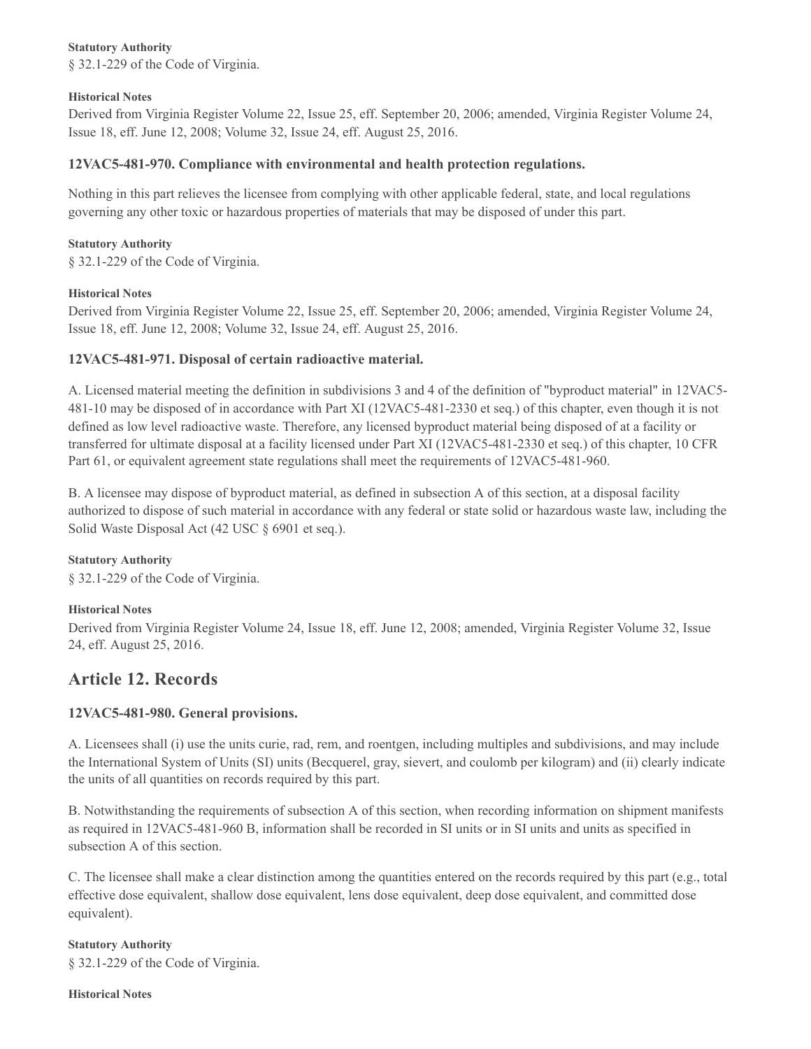**Statutory Authority**

§ 32.1-229 of the Code of Virginia.

**Historical Notes**

Derived from Virginia Register Volume 22, Issue 25, eff. September 20, 2006; amended, Virginia Register Volume 24, Issue 18, eff. June 12, 2008; Volume 32, Issue 24, eff. August 25, 2016.

### 12VAC5-481-970. Compliance with environmental and health protection regulations.

Nothing in this part relieves the licensee from complying with other applicable federal, state, and local regulations governing any other toxic or hazardous properties of materials that may be disposed of under this part.

**Statutory Authority**

§ 32.1-229 of the Code of Virginia.

**Historical Notes**

Derived from Virginia Register Volume 22, Issue 25, eff. September 20, 2006; amended, Virginia Register Volume 24, Issue 18, eff. June 12, 2008; Volume 32, Issue 24, eff. August 25, 2016.

### 12VAC5-481-971. Disposal of certain radioactive material.

A. Licensed material meeting the definition in subdivisions 3 and 4 of the definition of "byproduct material" in 12VAC5-481-10 may be disposed of in accordance with Part XI (12VAC5-481-2330 et seq.) of this chapter, even though it is not defined as low level radioactive waste. Therefore, any licensed byproduct material being disposed of at a facility or transferred for ultimate disposal at a facility licensed under Part XI (12VAC5-481-2330 et seq.) of this chapter, 10 CFR Part 61, or equivalent agreement state regulations shall meet the requirements of 12VAC5-481-960.

B. A licensee may dispose of byproduct material, as defined in subsection A of this section, at a disposal facility authorized to dispose of such material in accordance with any federal or state solid or hazardous waste law, including the Solid Waste Disposal Act (42 USC § 6901 et seq.).

**Statutory Authority**

§ 32.1-229 of the Code of Virginia.

**Historical Notes**

Derived from Virginia Register Volume 24, Issue 18, eff. June 12, 2008; amended, Virginia Register Volume 32, Issue 24, eff. August 25, 2016.

## Article 12. Records

### 12VAC5-481-980. General provisions.

A. Licensees shall (i) use the units curie, rad, rem, and roentgen, including multiples and subdivisions, and may include the International System of Units (SI) units (Becquerel, gray, sievert, and coulomb per kilogram) and (ii) clearly indicate the units of all quantities on records required by this part.

B. Notwithstanding the requirements of subsection A of this section, when recording information on shipment manifests as required in 12VAC5-481-960 B, information shall be recorded in SI units or in SI units and units as specified in subsection A of this section.

C. The licensee shall make a clear distinction among the quantities entered on the records required by this part (e.g., total effective dose equivalent, shallow dose equivalent, lens dose equivalent, deep dose equivalent, and committed dose equivalent).

**Statutory Authority**

§ 32.1-229 of the Code of Virginia.

**Historical Notes**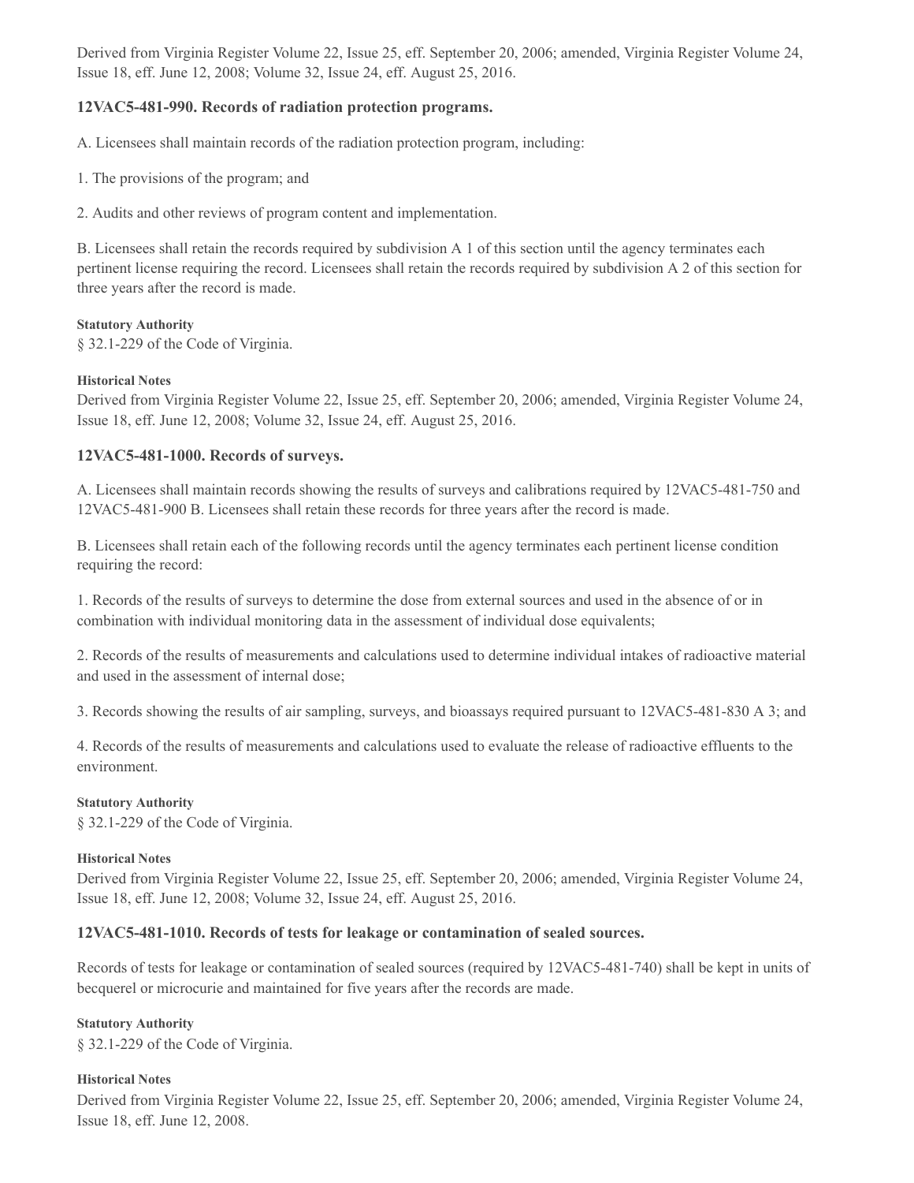Derived from Virginia Register Volume 22, Issue 25, eff. September 20, 2006; amended, Virginia Register Volume 24, Issue 18, eff. June 12, 2008; Volume 32, Issue 24, eff. August 25, 2016.

### 12VAC5-481-990. Records of radiation protection programs.

A. Licensees shall maintain records of the radiation protection program, including:

1. The provisions of the program; and

2. Audits and other reviews of program content and implementation.

B. Licensees shall retain the records required by subdivision A 1 of this section until the agency terminates each pertinent license requiring the record. Licensees shall retain the records required by subdivision A 2 of this section for three years after the record is made.

**Statutory Authority**

§ 32.1-229 of the Code of Virginia.

**Historical Notes**

Derived from Virginia Register Volume 22, Issue 25, eff. September 20, 2006; amended, Virginia Register Volume 24, Issue 18, eff. June 12, 2008; Volume 32, Issue 24, eff. August 25, 2016.

### 12VAC5-481-1000. Records of surveys.

A. Licensees shall maintain records showing the results of surveys and calibrations required by 12VAC5-481-750 and 12VAC5-481-900 B. Licensees shall retain these records for three years after the record is made.

B. Licensees shall retain each of the following records until the agency terminates each pertinent license condition requiring the record:

1. Records of the results of surveys to determine the dose from external sources and used in the absence of or in combination with individual monitoring data in the assessment of individual dose equivalents;

2. Records of the results of measurements and calculations used to determine individual intakes of radioactive material and used in the assessment of internal dose;

3. Records showing the results of air sampling, surveys, and bioassays required pursuant to 12VAC5-481-830 A 3; and

4. Records of the results of measurements and calculations used to evaluate the release of radioactive effluents to the environment.

**Statutory Authority**

§ 32.1-229 of the Code of Virginia.

**Historical Notes**

Derived from Virginia Register Volume 22, Issue 25, eff. September 20, 2006; amended, Virginia Register Volume 24, Issue 18, eff. June 12, 2008; Volume 32, Issue 24, eff. August 25, 2016.

### 12VAC5-481-1010. Records of tests for leakage or contamination of sealed sources.

Records of tests for leakage or contamination of sealed sources (required by 12VAC5-481-740) shall be kept in units of becquerel or microcurie and maintained for five years after the records are made.

**Statutory Authority**

§ 32.1-229 of the Code of Virginia.

**Historical Notes**

Derived from Virginia Register Volume 22, Issue 25, eff. September 20, 2006; amended, Virginia Register Volume 24, Issue 18, eff. June 12, 2008.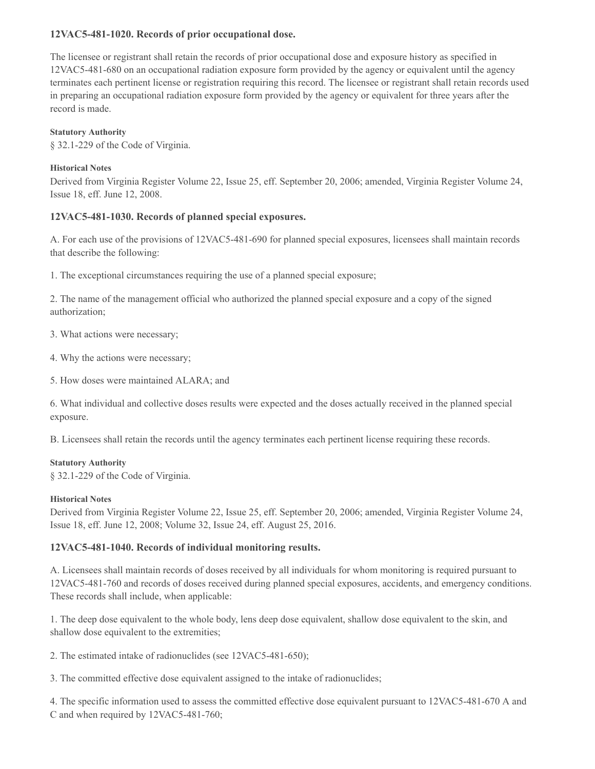### 12VAC5-481-1020. Records of prior occupational dose.

The licensee or registrant shall retain the records of prior occupational dose and exposure history as specified in 12VAC5-481-680 on an occupational radiation exposure form provided by the agency or equivalent until the agency terminates each pertinent license or registration requiring this record. The licensee or registrant shall retain records used in preparing an occupational radiation exposure form provided by the agency or equivalent for three years after the record is made.

**Statutory Authority**

§ 32.1-229 of the Code of Virginia.

**Historical Notes**

Derived from Virginia Register Volume 22, Issue 25, eff. September 20, 2006; amended, Virginia Register Volume 24, Issue 18, eff. June 12, 2008.

### 12VAC5-481-1030. Records of planned special exposures.

A. For each use of the provisions of 12VAC5-481-690 for planned special exposures, licensees shall maintain records that describe the following:

1. The exceptional circumstances requiring the use of a planned special exposure;

2. The name of the management official who authorized the planned special exposure and a copy of the signed authorization;

3. What actions were necessary;

4. Why the actions were necessary;

5. How doses were maintained ALARA; and

6. What individual and collective doses results were expected and the doses actually received in the planned special exposure.

B. Licensees shall retain the records until the agency terminates each pertinent license requiring these records.

**Statutory Authority**

§ 32.1-229 of the Code of Virginia.

**Historical Notes**

Derived from Virginia Register Volume 22, Issue 25, eff. September 20, 2006; amended, Virginia Register Volume 24, Issue 18, eff. June 12, 2008; Volume 32, Issue 24, eff. August 25, 2016.

### 12VAC5-481-1040. Records of individual monitoring results.

A. Licensees shall maintain records of doses received by all individuals for whom monitoring is required pursuant to 12VAC5-481-760 and records of doses received during planned special exposures, accidents, and emergency conditions. These records shall include, when applicable:

1. The deep dose equivalent to the whole body, lens deep dose equivalent, shallow dose equivalent to the skin, and shallow dose equivalent to the extremities;

2. The estimated intake of radionuclides (see 12VAC5-481-650);

3. The committed effective dose equivalent assigned to the intake of radionuclides;

4. The specific information used to assess the committed effective dose equivalent pursuant to 12VAC5-481-670 A and C and when required by 12VAC5-481-760;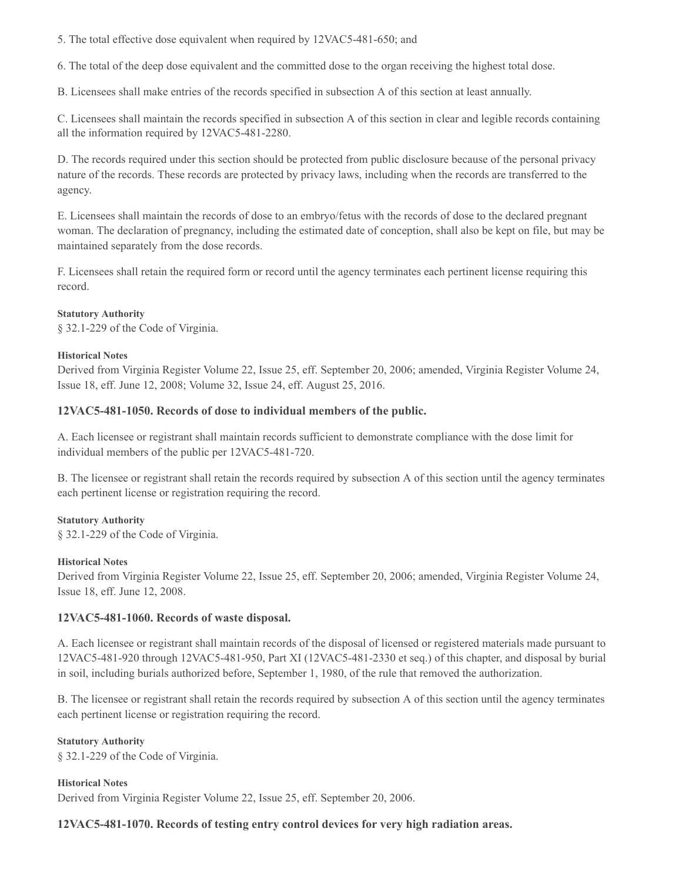5. The total effective dose equivalent when required by 12VAC5-481-650; and

6. The total of the deep dose equivalent and the committed dose to the organ receiving the highest total dose.

B. Licensees shall make entries of the records specified in subsection A of this section at least annually.

C. Licensees shall maintain the records specified in subsection A of this section in clear and legible records containing all the information required by 12VAC5-481-2280.

D. The records required under this section should be protected from public disclosure because of the personal privacy nature of the records. These records are protected by privacy laws, including when the records are transferred to the agency.

E. Licensees shall maintain the records of dose to an embryo/fetus with the records of dose to the declared pregnant woman. The declaration of pregnancy, including the estimated date of conception, shall also be kept on file, but may be maintained separately from the dose records.

F. Licensees shall retain the required form or record until the agency terminates each pertinent license requiring this record.

**Statutory Authority**

§ 32.1-229 of the Code of Virginia.

**Historical Notes**

Derived from Virginia Register Volume 22, Issue 25, eff. September 20, 2006; amended, Virginia Register Volume 24, Issue 18, eff. June 12, 2008; Volume 32, Issue 24, eff. August 25, 2016.

### 12VAC5-481-1050. Records of dose to individual members of the public.

A. Each licensee or registrant shall maintain records sufficient to demonstrate compliance with the dose limit for individual members of the public per 12VAC5-481-720.

B. The licensee or registrant shall retain the records required by subsection A of this section until the agency terminates each pertinent license or registration requiring the record.

**Statutory Authority**

§ 32.1-229 of the Code of Virginia.

**Historical Notes**

Derived from Virginia Register Volume 22, Issue 25, eff. September 20, 2006; amended, Virginia Register Volume 24, Issue 18, eff. June 12, 2008.

### 12VAC5-481-1060. Records of waste disposal.

A. Each licensee or registrant shall maintain records of the disposal of licensed or registered materials made pursuant to 12VAC5-481-920 through 12VAC5-481-950, Part XI (12VAC5-481-2330 et seq.) of this chapter, and disposal by burial in soil, including burials authorized before, September 1, 1980, of the rule that removed the authorization.

B. The licensee or registrant shall retain the records required by subsection A of this section until the agency terminates each pertinent license or registration requiring the record.

**Statutory Authority**

§ 32.1-229 of the Code of Virginia.

**Historical Notes**

Derived from Virginia Register Volume 22, Issue 25, eff. September 20, 2006.

### 12VAC5-481-1070. Records of testing entry control devices for very high radiation areas.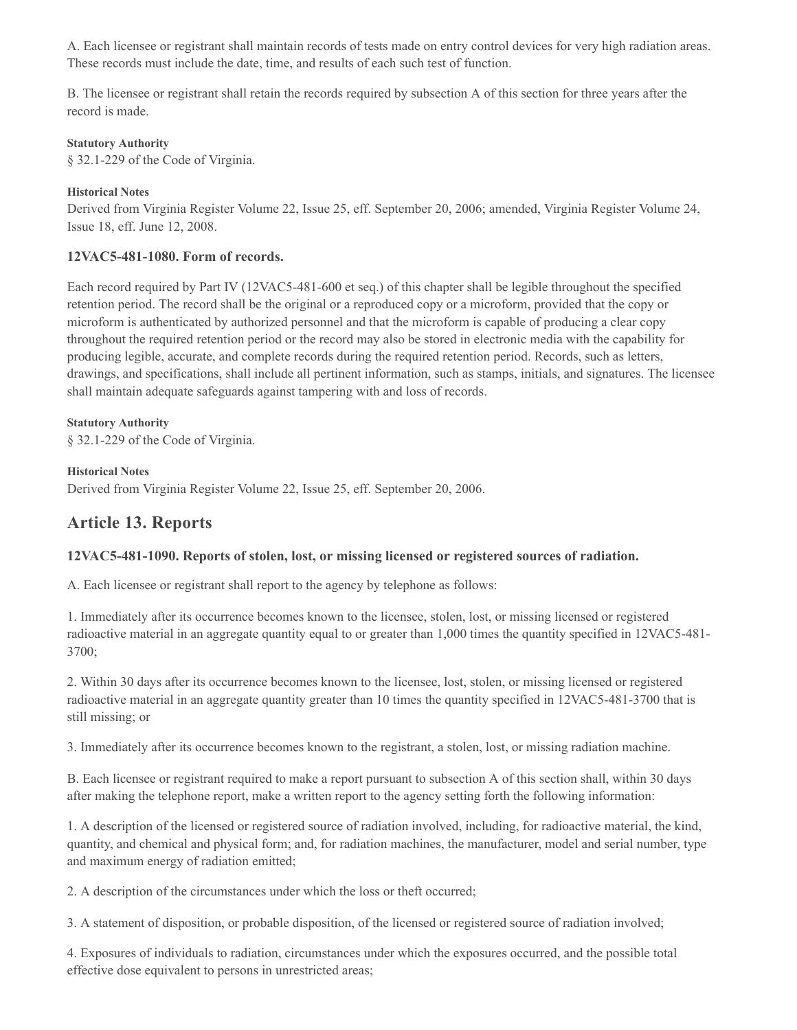A. Each licensee or registrant shall maintain records of tests made on entry control devices for very high radiation areas. These records must include the date, time, and results of each such test of function.

B. The licensee or registrant shall retain the records required by subsection A of this section for three years after the record is made.

**Statutory Authority**

§ 32.1-229 of the Code of Virginia.

**Historical Notes**

Derived from Virginia Register Volume 22, Issue 25, eff. September 20, 2006; amended, Virginia Register Volume 24, Issue 18, eff. June 12, 2008.

### 12VAC5-481-1080. Form of records.

Each record required by Part IV (12VAC5-481-600 et seq.) of this chapter shall be legible throughout the specified retention period. The record shall be the original or a reproduced copy or a microform, provided that the copy or microform is authenticated by authorized personnel and that the microform is capable of producing a clear copy throughout the required retention period or the record may also be stored in electronic media with the capability for producing legible, accurate, and complete records during the required retention period. Records, such as letters, drawings, and specifications, shall include all pertinent information, such as stamps, initials, and signatures. The licensee shall maintain adequate safeguards against tampering with and loss of records.

**Statutory Authority**

§ 32.1-229 of the Code of Virginia.

**Historical Notes**

Derived from Virginia Register Volume 22, Issue 25, eff. September 20, 2006.

## Article 13. Reports

### 12VAC5-481-1090. Reports of stolen, lost, or missing licensed or registered sources of radiation.

A. Each licensee or registrant shall report to the agency by telephone as follows:

1. Immediately after its occurrence becomes known to the licensee, stolen, lost, or missing licensed or registered radioactive material in an aggregate quantity equal to or greater than 1,000 times the quantity specified in 12VAC5-481-3700;

2. Within 30 days after its occurrence becomes known to the licensee, lost, stolen, or missing licensed or registered radioactive material in an aggregate quantity greater than 10 times the quantity specified in 12VAC5-481-3700 that is still missing; or

3. Immediately after its occurrence becomes known to the registrant, a stolen, lost, or missing radiation machine.

B. Each licensee or registrant required to make a report pursuant to subsection A of this section shall, within 30 days after making the telephone report, make a written report to the agency setting forth the following information:

1. A description of the licensed or registered source of radiation involved, including, for radioactive material, the kind, quantity, and chemical and physical form; and, for radiation machines, the manufacturer, model and serial number, type and maximum energy of radiation emitted;

2. A description of the circumstances under which the loss or theft occurred;

3. A statement of disposition, or probable disposition, of the licensed or registered source of radiation involved;

4. Exposures of individuals to radiation, circumstances under which the exposures occurred, and the possible total effective dose equivalent to persons in unrestricted areas;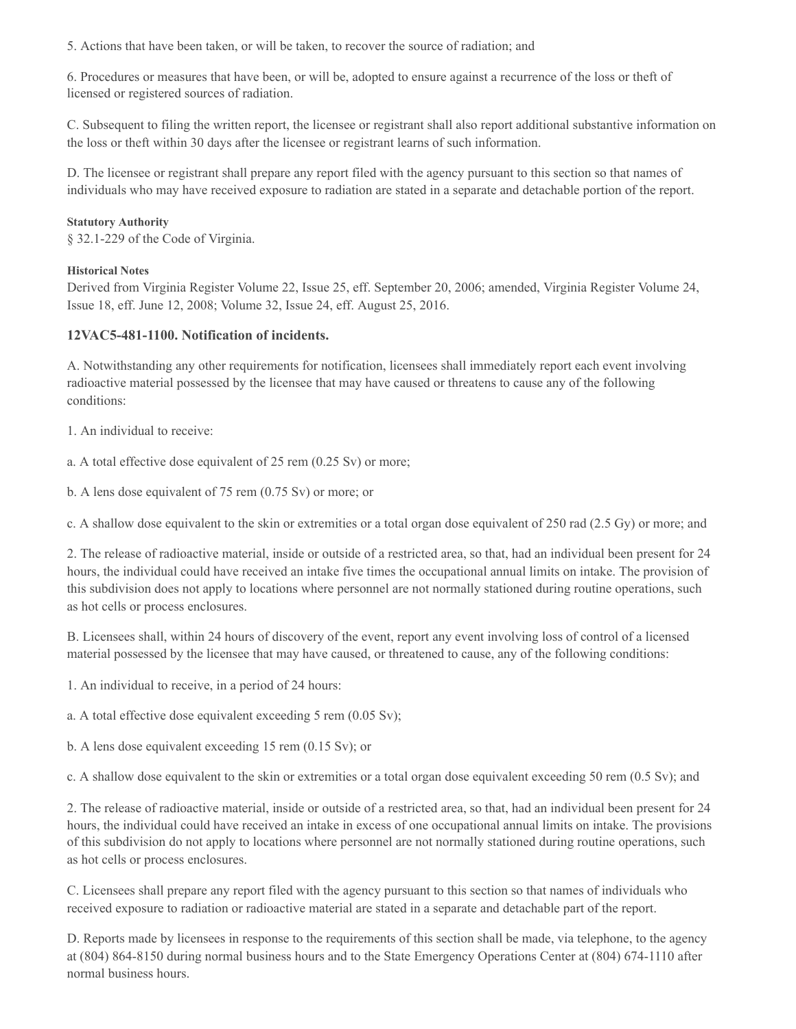5. Actions that have been taken, or will be taken, to recover the source of radiation; and

6. Procedures or measures that have been, or will be, adopted to ensure against a recurrence of the loss or theft of licensed or registered sources of radiation.

C. Subsequent to filing the written report, the licensee or registrant shall also report additional substantive information on the loss or theft within 30 days after the licensee or registrant learns of such information.

D. The licensee or registrant shall prepare any report filed with the agency pursuant to this section so that names of individuals who may have received exposure to radiation are stated in a separate and detachable portion of the report.

**Statutory Authority**

§ 32.1-229 of the Code of Virginia.

**Historical Notes**

Derived from Virginia Register Volume 22, Issue 25, eff. September 20, 2006; amended, Virginia Register Volume 24, Issue 18, eff. June 12, 2008; Volume 32, Issue 24, eff. August 25, 2016.

### 12VAC5-481-1100. Notification of incidents.

A. Notwithstanding any other requirements for notification, licensees shall immediately report each event involving radioactive material possessed by the licensee that may have caused or threatens to cause any of the following conditions:

1. An individual to receive:

a. A total effective dose equivalent of 25 rem (0.25 Sv) or more;

b. A lens dose equivalent of 75 rem (0.75 Sv) or more; or

c. A shallow dose equivalent to the skin or extremities or a total organ dose equivalent of 250 rad (2.5 Gy) or more; and

2. The release of radioactive material, inside or outside of a restricted area, so that, had an individual been present for 24 hours, the individual could have received an intake five times the occupational annual limits on intake. The provision of this subdivision does not apply to locations where personnel are not normally stationed during routine operations, such as hot cells or process enclosures.

B. Licensees shall, within 24 hours of discovery of the event, report any event involving loss of control of a licensed material possessed by the licensee that may have caused, or threatened to cause, any of the following conditions:

1. An individual to receive, in a period of 24 hours:

a. A total effective dose equivalent exceeding 5 rem (0.05 Sv);

b. A lens dose equivalent exceeding 15 rem (0.15 Sv); or

c. A shallow dose equivalent to the skin or extremities or a total organ dose equivalent exceeding 50 rem (0.5 Sv); and

2. The release of radioactive material, inside or outside of a restricted area, so that, had an individual been present for 24 hours, the individual could have received an intake in excess of one occupational annual limits on intake. The provisions of this subdivision do not apply to locations where personnel are not normally stationed during routine operations, such as hot cells or process enclosures.

C. Licensees shall prepare any report filed with the agency pursuant to this section so that names of individuals who received exposure to radiation or radioactive material are stated in a separate and detachable part of the report.

D. Reports made by licensees in response to the requirements of this section shall be made, via telephone, to the agency at (804) 864-8150 during normal business hours and to the State Emergency Operations Center at (804) 674-1110 after normal business hours.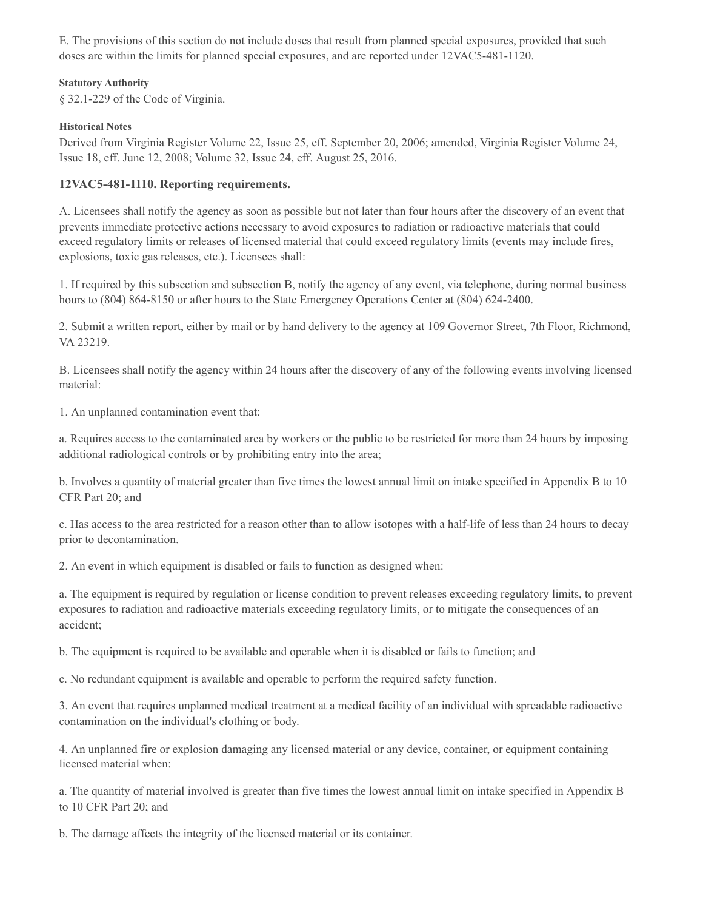E. The provisions of this section do not include doses that result from planned special exposures, provided that such doses are within the limits for planned special exposures, and are reported under 12VAC5-481-1120.

**Statutory Authority**

§ 32.1-229 of the Code of Virginia.

**Historical Notes**

Derived from Virginia Register Volume 22, Issue 25, eff. September 20, 2006; amended, Virginia Register Volume 24, Issue 18, eff. June 12, 2008; Volume 32, Issue 24, eff. August 25, 2016.

### 12VAC5-481-1110. Reporting requirements.

A. Licensees shall notify the agency as soon as possible but not later than four hours after the discovery of an event that prevents immediate protective actions necessary to avoid exposures to radiation or radioactive materials that could exceed regulatory limits or releases of licensed material that could exceed regulatory limits (events may include fires, explosions, toxic gas releases, etc.). Licensees shall:

1. If required by this subsection and subsection B, notify the agency of any event, via telephone, during normal business hours to (804) 864-8150 or after hours to the State Emergency Operations Center at (804) 624-2400.

2. Submit a written report, either by mail or by hand delivery to the agency at 109 Governor Street, 7th Floor, Richmond, VA 23219.

B. Licensees shall notify the agency within 24 hours after the discovery of any of the following events involving licensed material:

1. An unplanned contamination event that:

a. Requires access to the contaminated area by workers or the public to be restricted for more than 24 hours by imposing additional radiological controls or by prohibiting entry into the area;

b. Involves a quantity of material greater than five times the lowest annual limit on intake specified in Appendix B to 10 CFR Part 20; and

c. Has access to the area restricted for a reason other than to allow isotopes with a half-life of less than 24 hours to decay prior to decontamination.

2. An event in which equipment is disabled or fails to function as designed when:

a. The equipment is required by regulation or license condition to prevent releases exceeding regulatory limits, to prevent exposures to radiation and radioactive materials exceeding regulatory limits, or to mitigate the consequences of an accident;

b. The equipment is required to be available and operable when it is disabled or fails to function; and

c. No redundant equipment is available and operable to perform the required safety function.

3. An event that requires unplanned medical treatment at a medical facility of an individual with spreadable radioactive contamination on the individual's clothing or body.

4. An unplanned fire or explosion damaging any licensed material or any device, container, or equipment containing licensed material when:

a. The quantity of material involved is greater than five times the lowest annual limit on intake specified in Appendix B to 10 CFR Part 20; and

b. The damage affects the integrity of the licensed material or its container.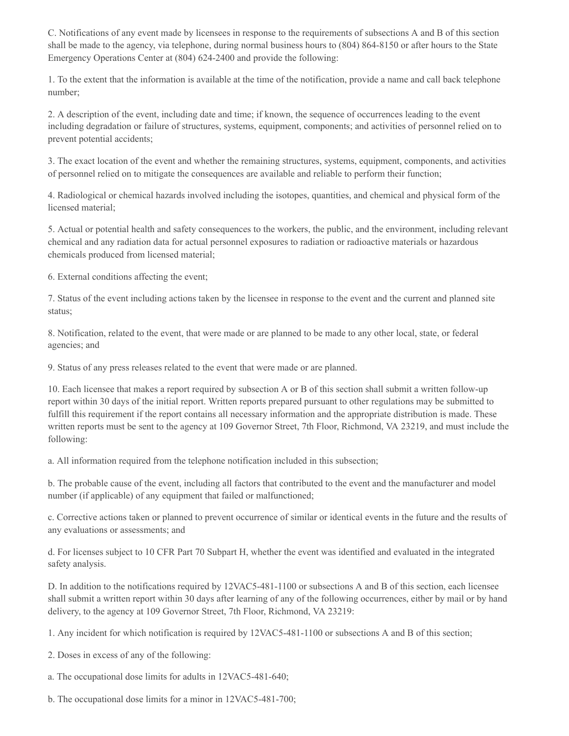C. Notifications of any event made by licensees in response to the requirements of subsections A and B of this section shall be made to the agency, via telephone, during normal business hours to (804) 864-8150 or after hours to the State Emergency Operations Center at (804) 624-2400 and provide the following:

1. To the extent that the information is available at the time of the notification, provide a name and call back telephone number;

2. A description of the event, including date and time; if known, the sequence of occurrences leading to the event including degradation or failure of structures, systems, equipment, components; and activities of personnel relied on to prevent potential accidents;

3. The exact location of the event and whether the remaining structures, systems, equipment, components, and activities of personnel relied on to mitigate the consequences are available and reliable to perform their function;

4. Radiological or chemical hazards involved including the isotopes, quantities, and chemical and physical form of the licensed material;

5. Actual or potential health and safety consequences to the workers, the public, and the environment, including relevant chemical and any radiation data for actual personnel exposures to radiation or radioactive materials or hazardous chemicals produced from licensed material;

6. External conditions affecting the event;

7. Status of the event including actions taken by the licensee in response to the event and the current and planned site status;

8. Notification, related to the event, that were made or are planned to be made to any other local, state, or federal agencies; and

9. Status of any press releases related to the event that were made or are planned.

10. Each licensee that makes a report required by subsection A or B of this section shall submit a written follow-up report within 30 days of the initial report. Written reports prepared pursuant to other regulations may be submitted to fulfill this requirement if the report contains all necessary information and the appropriate distribution is made. These written reports must be sent to the agency at 109 Governor Street, 7th Floor, Richmond, VA 23219, and must include the following:

a. All information required from the telephone notification included in this subsection;

b. The probable cause of the event, including all factors that contributed to the event and the manufacturer and model number (if applicable) of any equipment that failed or malfunctioned;

c. Corrective actions taken or planned to prevent occurrence of similar or identical events in the future and the results of any evaluations or assessments; and

d. For licenses subject to 10 CFR Part 70 Subpart H, whether the event was identified and evaluated in the integrated safety analysis.

D. In addition to the notifications required by 12VAC5-481-1100 or subsections A and B of this section, each licensee shall submit a written report within 30 days after learning of any of the following occurrences, either by mail or by hand delivery, to the agency at 109 Governor Street, 7th Floor, Richmond, VA 23219:

1. Any incident for which notification is required by 12VAC5-481-1100 or subsections A and B of this section;

2. Doses in excess of any of the following:

a. The occupational dose limits for adults in 12VAC5-481-640;

b. The occupational dose limits for a minor in 12VAC5-481-700;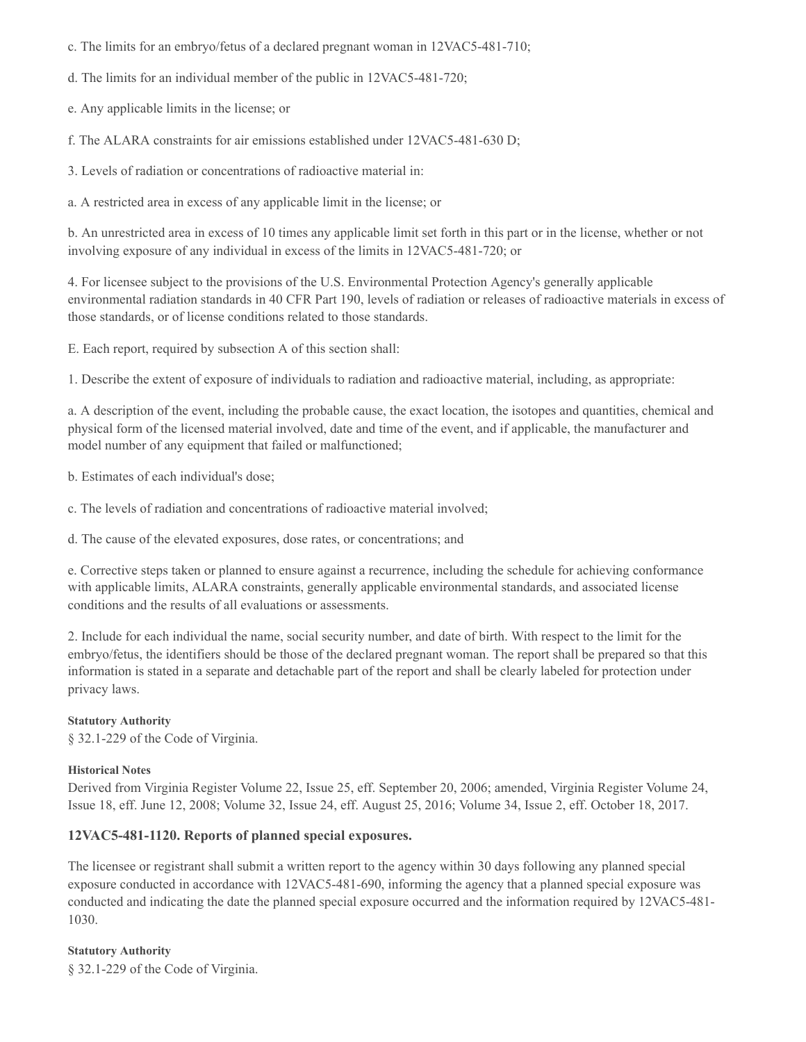c. The limits for an embryo/fetus of a declared pregnant woman in 12VAC5-481-710;

d. The limits for an individual member of the public in 12VAC5-481-720;

e. Any applicable limits in the license; or

f. The ALARA constraints for air emissions established under 12VAC5-481-630 D;

3. Levels of radiation or concentrations of radioactive material in:

a. A restricted area in excess of any applicable limit in the license; or

b. An unrestricted area in excess of 10 times any applicable limit set forth in this part or in the license, whether or not involving exposure of any individual in excess of the limits in 12VAC5-481-720; or

4. For licensee subject to the provisions of the U.S. Environmental Protection Agency's generally applicable environmental radiation standards in 40 CFR Part 190, levels of radiation or releases of radioactive materials in excess of those standards, or of license conditions related to those standards.

E. Each report, required by subsection A of this section shall:

1. Describe the extent of exposure of individuals to radiation and radioactive material, including, as appropriate:

a. A description of the event, including the probable cause, the exact location, the isotopes and quantities, chemical and physical form of the licensed material involved, date and time of the event, and if applicable, the manufacturer and model number of any equipment that failed or malfunctioned;

b. Estimates of each individual's dose;

c. The levels of radiation and concentrations of radioactive material involved;

d. The cause of the elevated exposures, dose rates, or concentrations; and

e. Corrective steps taken or planned to ensure against a recurrence, including the schedule for achieving conformance with applicable limits, ALARA constraints, generally applicable environmental standards, and associated license conditions and the results of all evaluations or assessments.

2. Include for each individual the name, social security number, and date of birth. With respect to the limit for the embryo/fetus, the identifiers should be those of the declared pregnant woman. The report shall be prepared so that this information is stated in a separate and detachable part of the report and shall be clearly labeled for protection under privacy laws.

**Statutory Authority**

§ 32.1-229 of the Code of Virginia.

**Historical Notes**

Derived from Virginia Register Volume 22, Issue 25, eff. September 20, 2006; amended, Virginia Register Volume 24, Issue 18, eff. June 12, 2008; Volume 32, Issue 24, eff. August 25, 2016; Volume 34, Issue 2, eff. October 18, 2017.

### 12VAC5-481-1120. Reports of planned special exposures.

The licensee or registrant shall submit a written report to the agency within 30 days following any planned special exposure conducted in accordance with 12VAC5-481-690, informing the agency that a planned special exposure was conducted and indicating the date the planned special exposure occurred and the information required by 12VAC5-481-1030.

**Statutory Authority**

§ 32.1-229 of the Code of Virginia.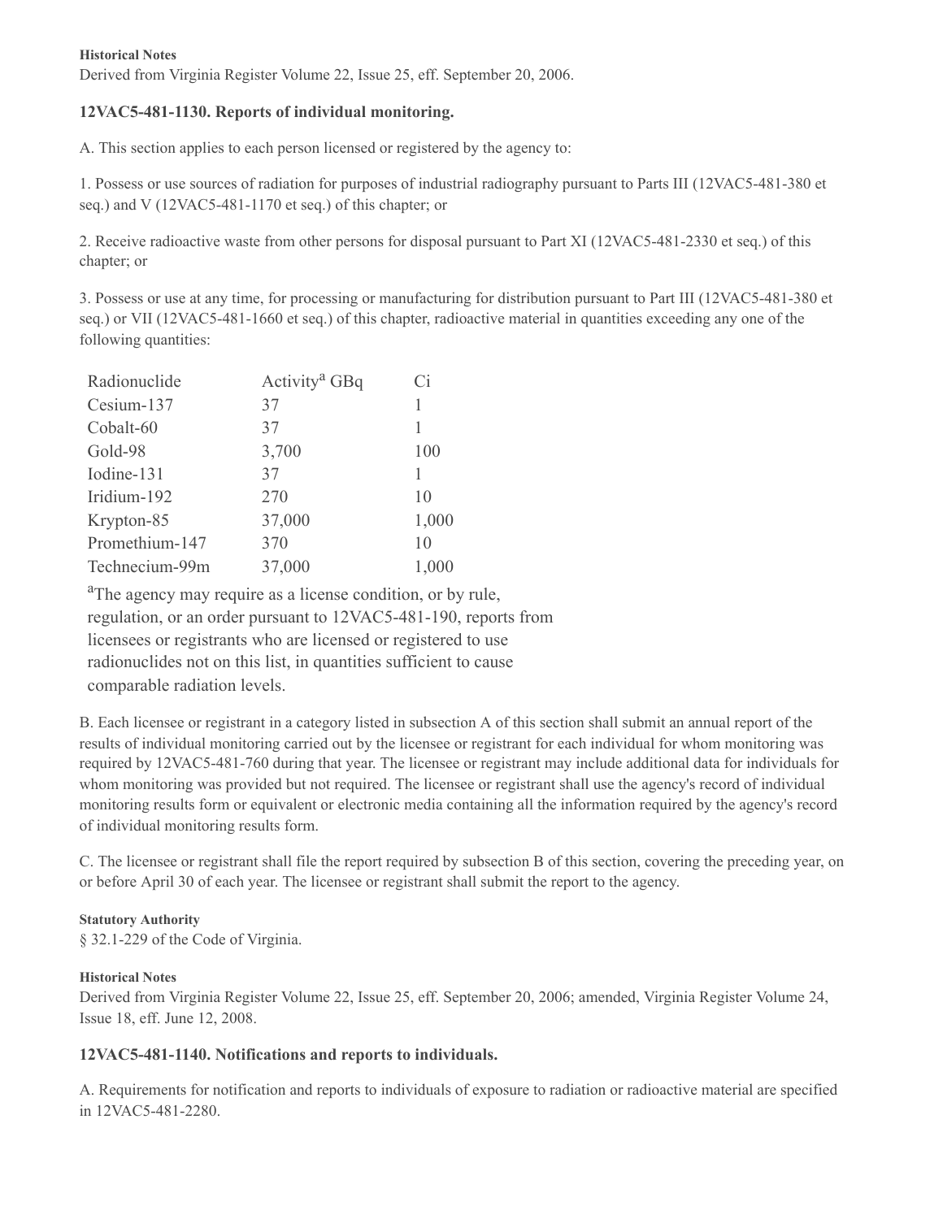**Historical Notes**

Derived from Virginia Register Volume 22, Issue 25, eff. September 20, 2006.

### 12VAC5-481-1130. Reports of individual monitoring.

A. This section applies to each person licensed or registered by the agency to:

1. Possess or use sources of radiation for purposes of industrial radiography pursuant to Parts III (12VAC5-481-380 et seq.) and V (12VAC5-481-1170 et seq.) of this chapter; or

2. Receive radioactive waste from other persons for disposal pursuant to Part XI (12VAC5-481-2330 et seq.) of this chapter; or

3. Possess or use at any time, for processing or manufacturing for distribution pursuant to Part III (12VAC5-481-380 et seq.) or VII (12VAC5-481-1660 et seq.) of this chapter, radioactive material in quantities exceeding any one of the following quantities:

| Radionuclide | Activity[a] GBq | Ci |
|---|---|---|
| Cesium-137 | 37 | 1 |
| Cobalt-60 | 37 | 1 |
| Gold-98 | 3,700 | 100 |
| Iodine-131 | 37 | 1 |
| Iridium-192 | 270 | 10 |
| Krypton-85 | 37,000 | 1,000 |
| Promethium-147 | 370 | 10 |
| Technecium-99m | 37,000 | 1,000 |

[a]The agency may require as a license condition, or by rule, regulation, or an order pursuant to 12VAC5-481-190, reports from licensees or registrants who are licensed or registered to use radionuclides not on this list, in quantities sufficient to cause comparable radiation levels.

B. Each licensee or registrant in a category listed in subsection A of this section shall submit an annual report of the results of individual monitoring carried out by the licensee or registrant for each individual for whom monitoring was required by 12VAC5-481-760 during that year. The licensee or registrant may include additional data for individuals for whom monitoring was provided but not required. The licensee or registrant shall use the agency's record of individual monitoring results form or equivalent or electronic media containing all the information required by the agency's record of individual monitoring results form.

C. The licensee or registrant shall file the report required by subsection B of this section, covering the preceding year, on or before April 30 of each year. The licensee or registrant shall submit the report to the agency.

**Statutory Authority**

§ 32.1-229 of the Code of Virginia.

**Historical Notes**

Derived from Virginia Register Volume 22, Issue 25, eff. September 20, 2006; amended, Virginia Register Volume 24, Issue 18, eff. June 12, 2008.

### 12VAC5-481-1140. Notifications and reports to individuals.

A. Requirements for notification and reports to individuals of exposure to radiation or radioactive material are specified in 12VAC5-481-2280.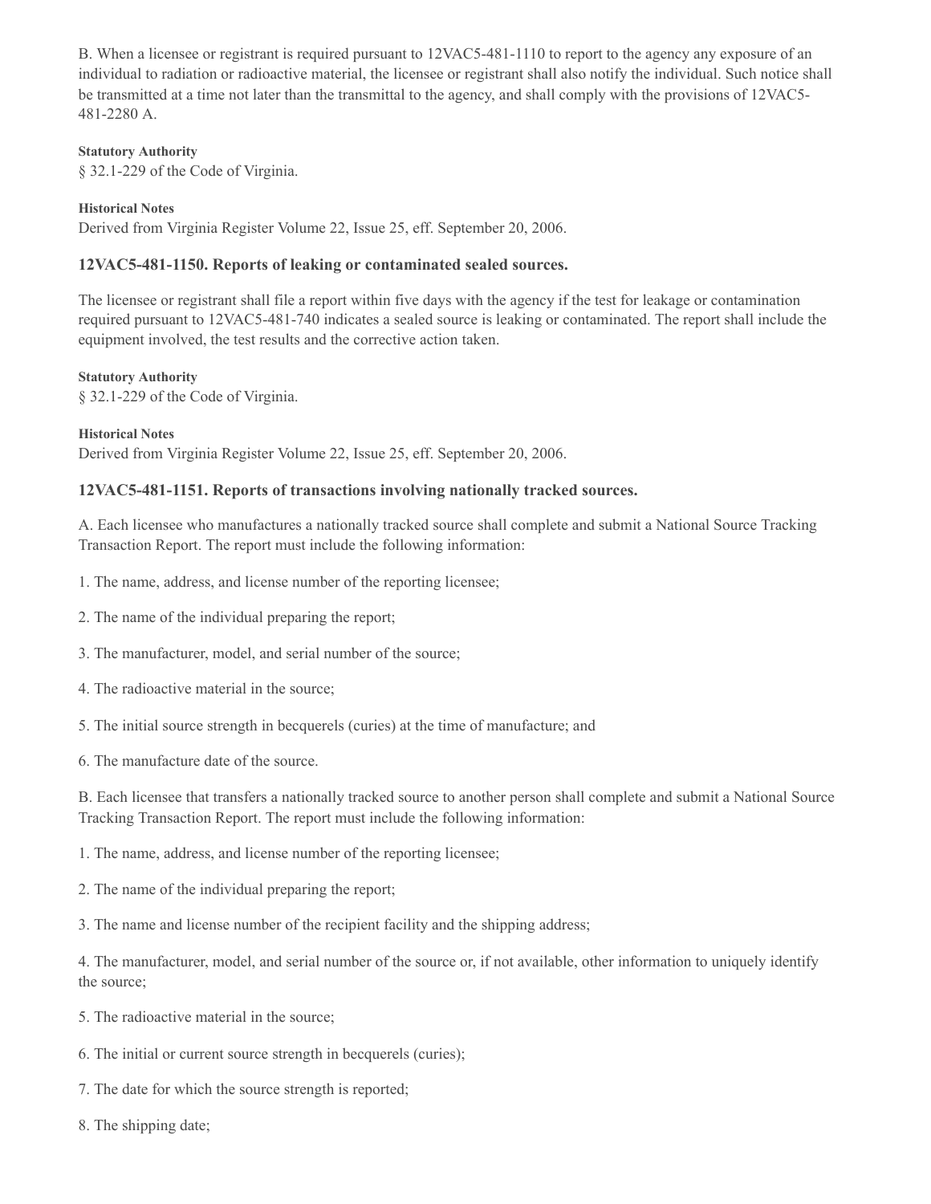B. When a licensee or registrant is required pursuant to 12VAC5-481-1110 to report to the agency any exposure of an individual to radiation or radioactive material, the licensee or registrant shall also notify the individual. Such notice shall be transmitted at a time not later than the transmittal to the agency, and shall comply with the provisions of 12VAC5-481-2280 A.

**Statutory Authority**

§ 32.1-229 of the Code of Virginia.

**Historical Notes**

Derived from Virginia Register Volume 22, Issue 25, eff. September 20, 2006.

### 12VAC5-481-1150. Reports of leaking or contaminated sealed sources.

The licensee or registrant shall file a report within five days with the agency if the test for leakage or contamination required pursuant to 12VAC5-481-740 indicates a sealed source is leaking or contaminated. The report shall include the equipment involved, the test results and the corrective action taken.

**Statutory Authority**

§ 32.1-229 of the Code of Virginia.

**Historical Notes**

Derived from Virginia Register Volume 22, Issue 25, eff. September 20, 2006.

### 12VAC5-481-1151. Reports of transactions involving nationally tracked sources.

A. Each licensee who manufactures a nationally tracked source shall complete and submit a National Source Tracking Transaction Report. The report must include the following information:

1. The name, address, and license number of the reporting licensee;

2. The name of the individual preparing the report;

3. The manufacturer, model, and serial number of the source;

4. The radioactive material in the source;

5. The initial source strength in becquerels (curies) at the time of manufacture; and

6. The manufacture date of the source.

B. Each licensee that transfers a nationally tracked source to another person shall complete and submit a National Source Tracking Transaction Report. The report must include the following information:

1. The name, address, and license number of the reporting licensee;

2. The name of the individual preparing the report;

3. The name and license number of the recipient facility and the shipping address;

4. The manufacturer, model, and serial number of the source or, if not available, other information to uniquely identify the source;

5. The radioactive material in the source;

6. The initial or current source strength in becquerels (curies);

7. The date for which the source strength is reported;

8. The shipping date;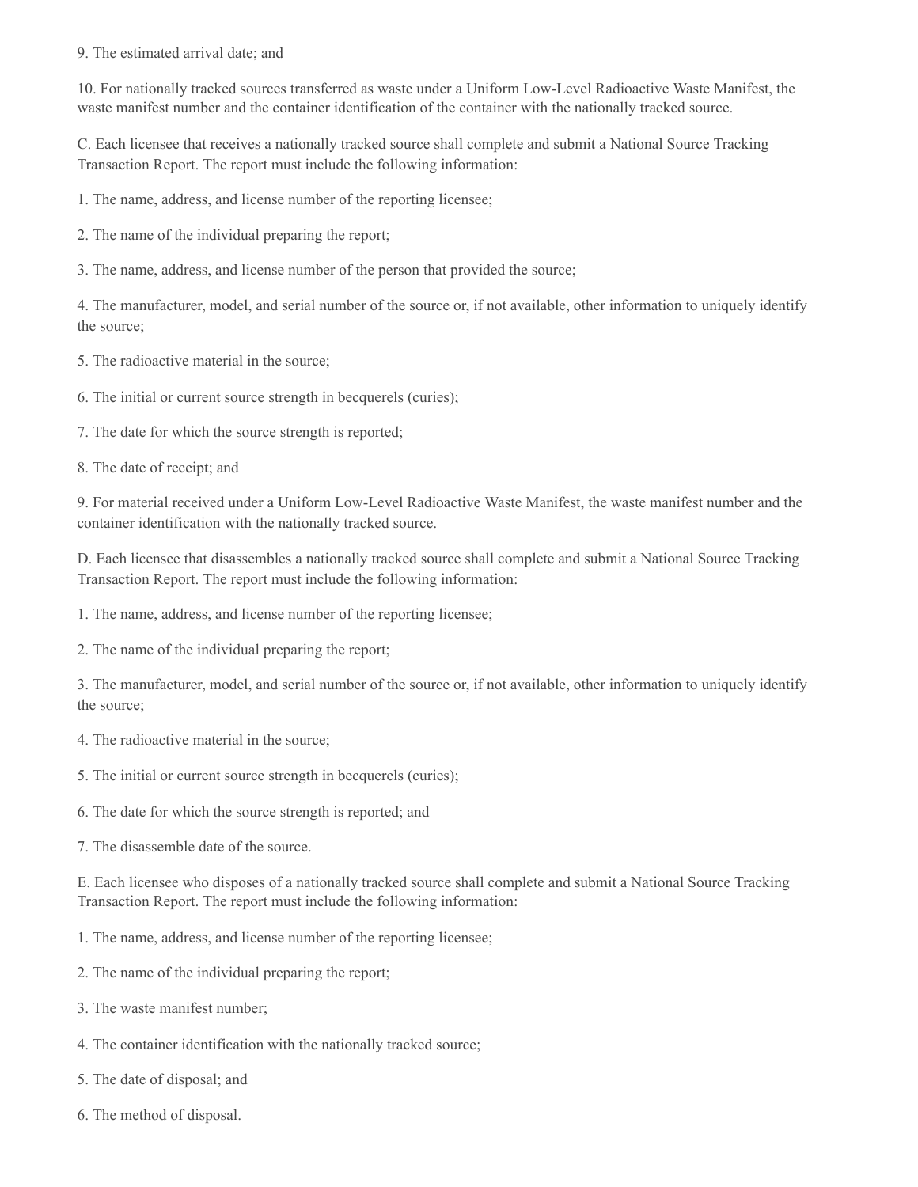9. The estimated arrival date; and

10. For nationally tracked sources transferred as waste under a Uniform Low-Level Radioactive Waste Manifest, the waste manifest number and the container identification of the container with the nationally tracked source.

C. Each licensee that receives a nationally tracked source shall complete and submit a National Source Tracking Transaction Report. The report must include the following information:

1. The name, address, and license number of the reporting licensee;

2. The name of the individual preparing the report;

3. The name, address, and license number of the person that provided the source;

4. The manufacturer, model, and serial number of the source or, if not available, other information to uniquely identify the source;

5. The radioactive material in the source;

6. The initial or current source strength in becquerels (curies);

7. The date for which the source strength is reported;

8. The date of receipt; and

9. For material received under a Uniform Low-Level Radioactive Waste Manifest, the waste manifest number and the container identification with the nationally tracked source.

D. Each licensee that disassembles a nationally tracked source shall complete and submit a National Source Tracking Transaction Report. The report must include the following information:

1. The name, address, and license number of the reporting licensee;

2. The name of the individual preparing the report;

3. The manufacturer, model, and serial number of the source or, if not available, other information to uniquely identify the source;

4. The radioactive material in the source;

5. The initial or current source strength in becquerels (curies);

6. The date for which the source strength is reported; and

7. The disassemble date of the source.

E. Each licensee who disposes of a nationally tracked source shall complete and submit a National Source Tracking Transaction Report. The report must include the following information:

1. The name, address, and license number of the reporting licensee;

2. The name of the individual preparing the report;

3. The waste manifest number;

4. The container identification with the nationally tracked source;

5. The date of disposal; and

6. The method of disposal.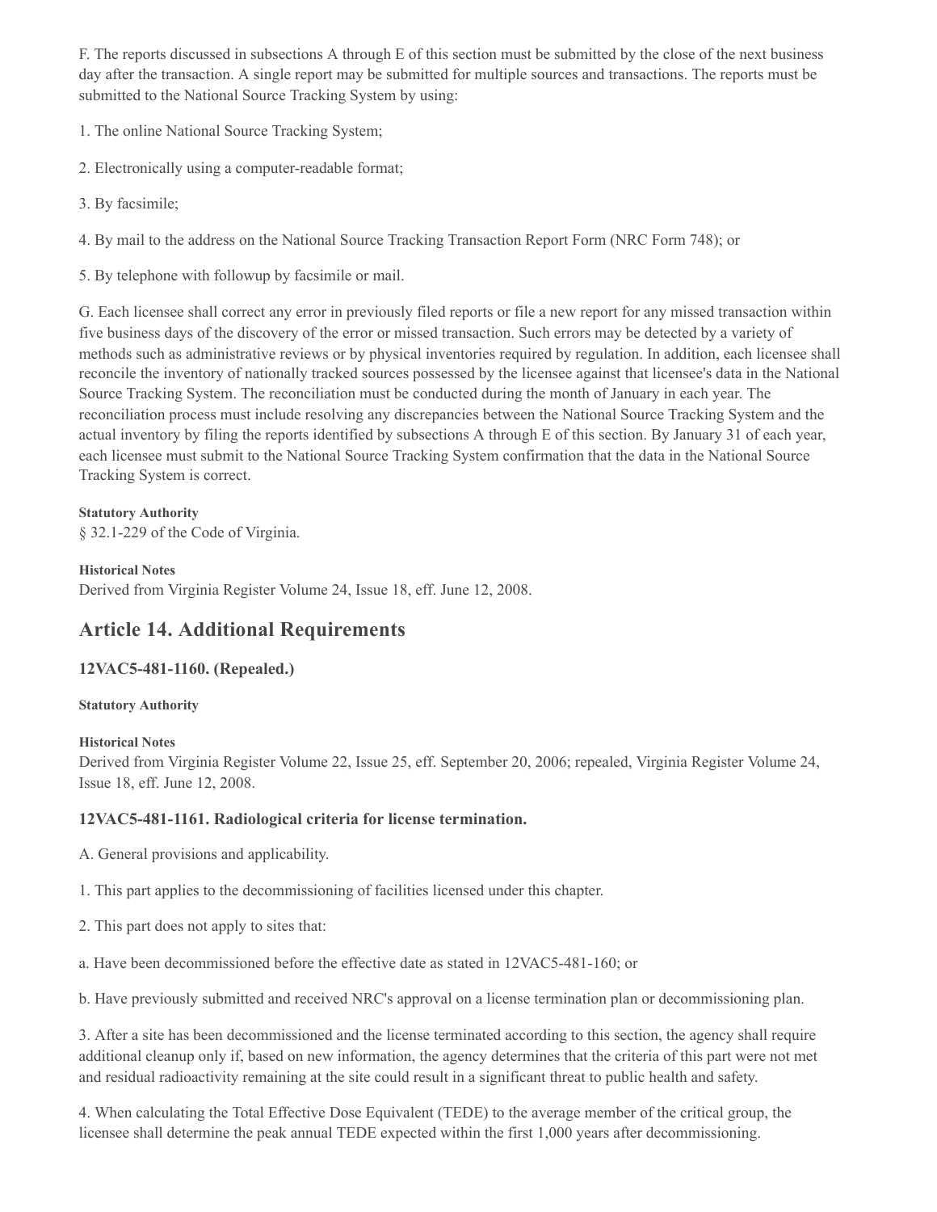F. The reports discussed in subsections A through E of this section must be submitted by the close of the next business day after the transaction. A single report may be submitted for multiple sources and transactions. The reports must be submitted to the National Source Tracking System by using:

1. The online National Source Tracking System;

2. Electronically using a computer-readable format;

3. By facsimile;

4. By mail to the address on the National Source Tracking Transaction Report Form (NRC Form 748); or

5. By telephone with followup by facsimile or mail.

G. Each licensee shall correct any error in previously filed reports or file a new report for any missed transaction within five business days of the discovery of the error or missed transaction. Such errors may be detected by a variety of methods such as administrative reviews or by physical inventories required by regulation. In addition, each licensee shall reconcile the inventory of nationally tracked sources possessed by the licensee against that licensee's data in the National Source Tracking System. The reconciliation must be conducted during the month of January in each year. The reconciliation process must include resolving any discrepancies between the National Source Tracking System and the actual inventory by filing the reports identified by subsections A through E of this section. By January 31 of each year, each licensee must submit to the National Source Tracking System confirmation that the data in the National Source Tracking System is correct.

**Statutory Authority**

§ 32.1-229 of the Code of Virginia.

**Historical Notes**

Derived from Virginia Register Volume 24, Issue 18, eff. June 12, 2008.

## Article 14. Additional Requirements

### 12VAC5-481-1160. (Repealed.)

**Statutory Authority**

**Historical Notes**

Derived from Virginia Register Volume 22, Issue 25, eff. September 20, 2006; repealed, Virginia Register Volume 24, Issue 18, eff. June 12, 2008.

### 12VAC5-481-1161. Radiological criteria for license termination.

A. General provisions and applicability.

1. This part applies to the decommissioning of facilities licensed under this chapter.

2. This part does not apply to sites that:

a. Have been decommissioned before the effective date as stated in 12VAC5-481-160; or

b. Have previously submitted and received NRC's approval on a license termination plan or decommissioning plan.

3. After a site has been decommissioned and the license terminated according to this section, the agency shall require additional cleanup only if, based on new information, the agency determines that the criteria of this part were not met and residual radioactivity remaining at the site could result in a significant threat to public health and safety.

4. When calculating the Total Effective Dose Equivalent (TEDE) to the average member of the critical group, the licensee shall determine the peak annual TEDE expected within the first 1,000 years after decommissioning.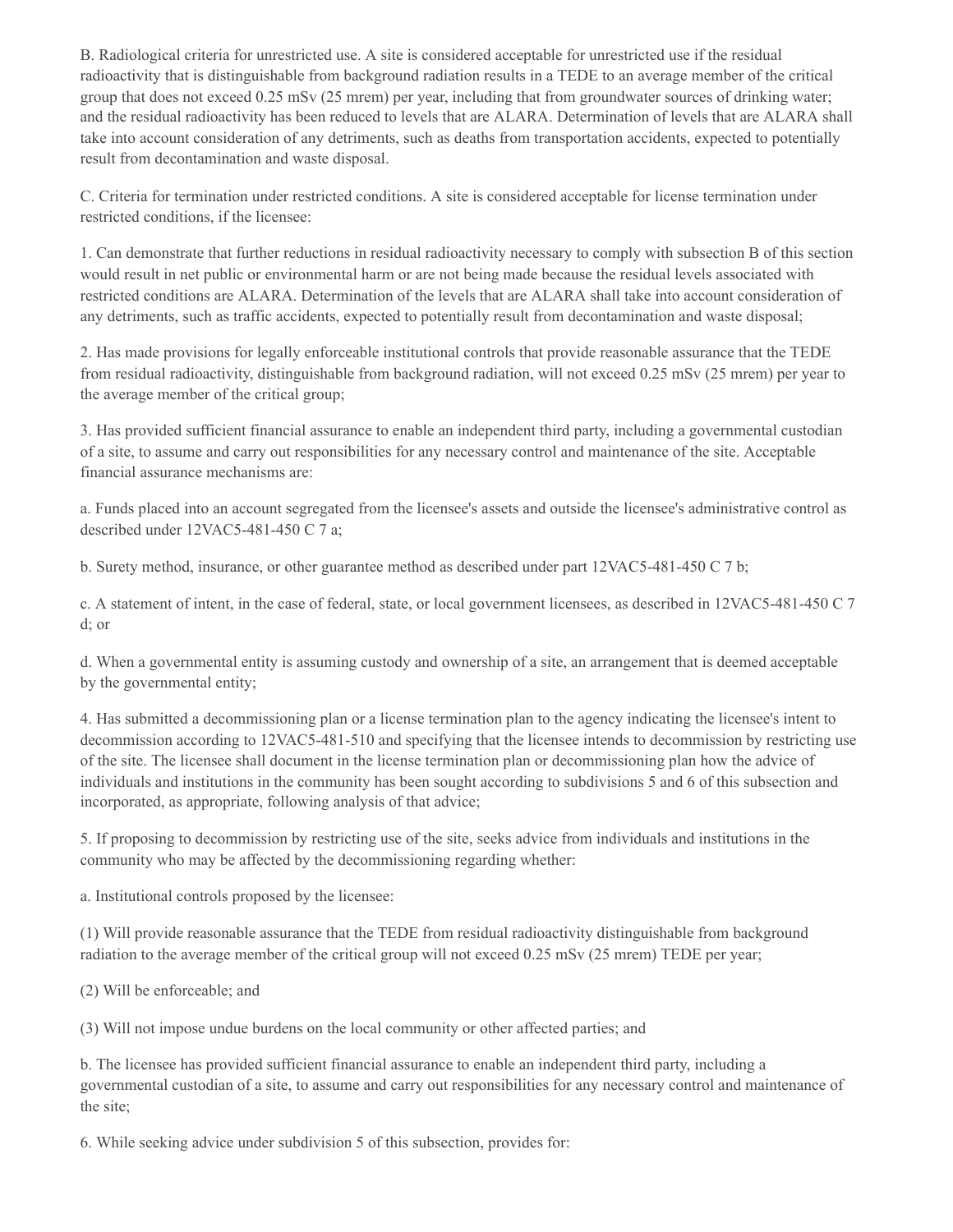B. Radiological criteria for unrestricted use. A site is considered acceptable for unrestricted use if the residual radioactivity that is distinguishable from background radiation results in a TEDE to an average member of the critical group that does not exceed 0.25 mSv (25 mrem) per year, including that from groundwater sources of drinking water; and the residual radioactivity has been reduced to levels that are ALARA. Determination of levels that are ALARA shall take into account consideration of any detriments, such as deaths from transportation accidents, expected to potentially result from decontamination and waste disposal.

C. Criteria for termination under restricted conditions. A site is considered acceptable for license termination under restricted conditions, if the licensee:

1. Can demonstrate that further reductions in residual radioactivity necessary to comply with subsection B of this section would result in net public or environmental harm or are not being made because the residual levels associated with restricted conditions are ALARA. Determination of the levels that are ALARA shall take into account consideration of any detriments, such as traffic accidents, expected to potentially result from decontamination and waste disposal;

2. Has made provisions for legally enforceable institutional controls that provide reasonable assurance that the TEDE from residual radioactivity, distinguishable from background radiation, will not exceed 0.25 mSv (25 mrem) per year to the average member of the critical group;

3. Has provided sufficient financial assurance to enable an independent third party, including a governmental custodian of a site, to assume and carry out responsibilities for any necessary control and maintenance of the site. Acceptable financial assurance mechanisms are:

a. Funds placed into an account segregated from the licensee's assets and outside the licensee's administrative control as described under 12VAC5-481-450 C 7 a;

b. Surety method, insurance, or other guarantee method as described under part 12VAC5-481-450 C 7 b;

c. A statement of intent, in the case of federal, state, or local government licensees, as described in 12VAC5-481-450 C 7 d; or

d. When a governmental entity is assuming custody and ownership of a site, an arrangement that is deemed acceptable by the governmental entity;

4. Has submitted a decommissioning plan or a license termination plan to the agency indicating the licensee's intent to decommission according to 12VAC5-481-510 and specifying that the licensee intends to decommission by restricting use of the site. The licensee shall document in the license termination plan or decommissioning plan how the advice of individuals and institutions in the community has been sought according to subdivisions 5 and 6 of this subsection and incorporated, as appropriate, following analysis of that advice;

5. If proposing to decommission by restricting use of the site, seeks advice from individuals and institutions in the community who may be affected by the decommissioning regarding whether:

a. Institutional controls proposed by the licensee:

(1) Will provide reasonable assurance that the TEDE from residual radioactivity distinguishable from background radiation to the average member of the critical group will not exceed 0.25 mSv (25 mrem) TEDE per year;

(2) Will be enforceable; and

(3) Will not impose undue burdens on the local community or other affected parties; and

b. The licensee has provided sufficient financial assurance to enable an independent third party, including a governmental custodian of a site, to assume and carry out responsibilities for any necessary control and maintenance of the site;

6. While seeking advice under subdivision 5 of this subsection, provides for: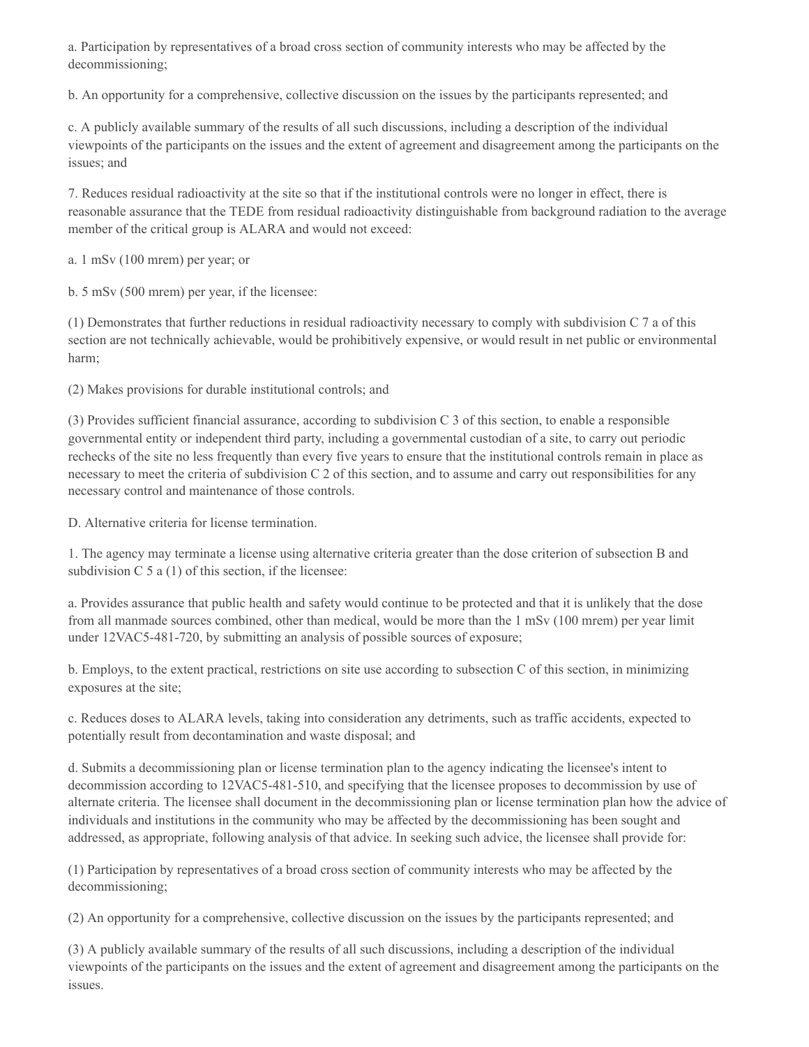a. Participation by representatives of a broad cross section of community interests who may be affected by the decommissioning;

b. An opportunity for a comprehensive, collective discussion on the issues by the participants represented; and

c. A publicly available summary of the results of all such discussions, including a description of the individual viewpoints of the participants on the issues and the extent of agreement and disagreement among the participants on the issues; and

7. Reduces residual radioactivity at the site so that if the institutional controls were no longer in effect, there is reasonable assurance that the TEDE from residual radioactivity distinguishable from background radiation to the average member of the critical group is ALARA and would not exceed:

a. 1 mSv (100 mrem) per year; or

b. 5 mSv (500 mrem) per year, if the licensee:

(1) Demonstrates that further reductions in residual radioactivity necessary to comply with subdivision C 7 a of this section are not technically achievable, would be prohibitively expensive, or would result in net public or environmental harm;

(2) Makes provisions for durable institutional controls; and

(3) Provides sufficient financial assurance, according to subdivision C 3 of this section, to enable a responsible governmental entity or independent third party, including a governmental custodian of a site, to carry out periodic rechecks of the site no less frequently than every five years to ensure that the institutional controls remain in place as necessary to meet the criteria of subdivision C 2 of this section, and to assume and carry out responsibilities for any necessary control and maintenance of those controls.

D. Alternative criteria for license termination.

1. The agency may terminate a license using alternative criteria greater than the dose criterion of subsection B and subdivision C 5 a (1) of this section, if the licensee:

a. Provides assurance that public health and safety would continue to be protected and that it is unlikely that the dose from all manmade sources combined, other than medical, would be more than the 1 mSv (100 mrem) per year limit under 12VAC5-481-720, by submitting an analysis of possible sources of exposure;

b. Employs, to the extent practical, restrictions on site use according to subsection C of this section, in minimizing exposures at the site;

c. Reduces doses to ALARA levels, taking into consideration any detriments, such as traffic accidents, expected to potentially result from decontamination and waste disposal; and

d. Submits a decommissioning plan or license termination plan to the agency indicating the licensee's intent to decommission according to 12VAC5-481-510, and specifying that the licensee proposes to decommission by use of alternate criteria. The licensee shall document in the decommissioning plan or license termination plan how the advice of individuals and institutions in the community who may be affected by the decommissioning has been sought and addressed, as appropriate, following analysis of that advice. In seeking such advice, the licensee shall provide for:

(1) Participation by representatives of a broad cross section of community interests who may be affected by the decommissioning;

(2) An opportunity for a comprehensive, collective discussion on the issues by the participants represented; and

(3) A publicly available summary of the results of all such discussions, including a description of the individual viewpoints of the participants on the issues and the extent of agreement and disagreement among the participants on the issues.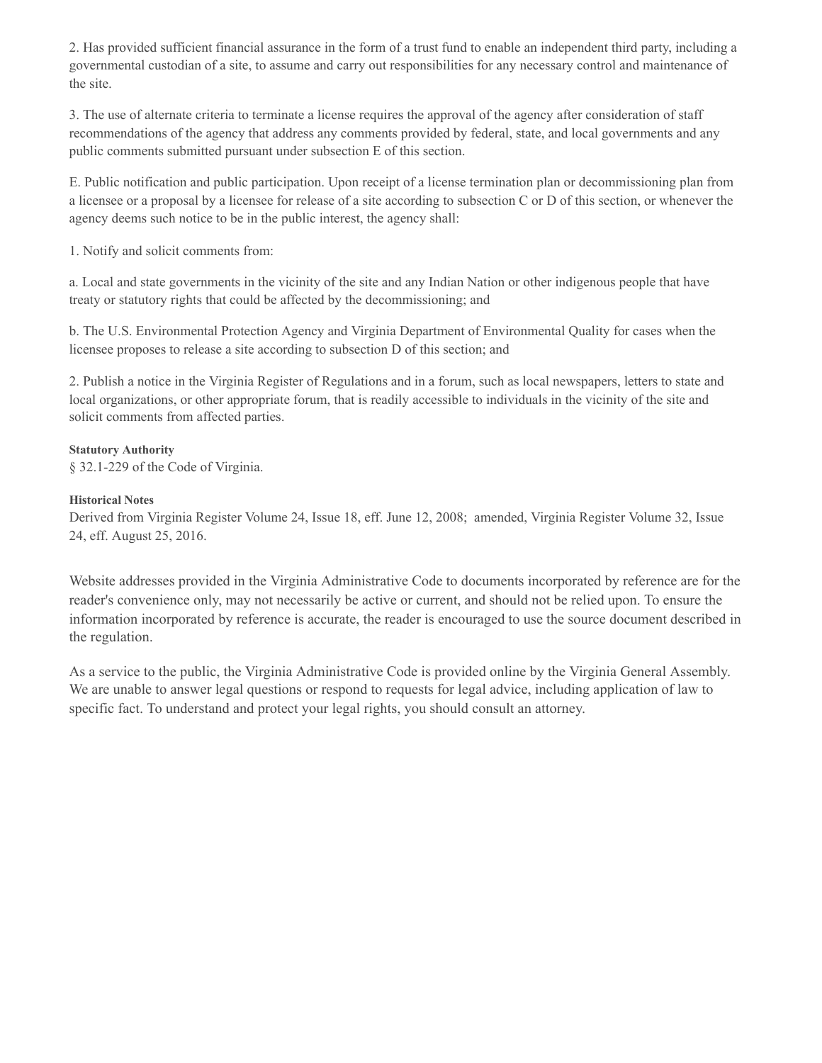2. Has provided sufficient financial assurance in the form of a trust fund to enable an independent third party, including a governmental custodian of a site, to assume and carry out responsibilities for any necessary control and maintenance of the site.

3. The use of alternate criteria to terminate a license requires the approval of the agency after consideration of staff recommendations of the agency that address any comments provided by federal, state, and local governments and any public comments submitted pursuant under subsection E of this section.

E. Public notification and public participation. Upon receipt of a license termination plan or decommissioning plan from a licensee or a proposal by a licensee for release of a site according to subsection C or D of this section, or whenever the agency deems such notice to be in the public interest, the agency shall:

1. Notify and solicit comments from:

a. Local and state governments in the vicinity of the site and any Indian Nation or other indigenous people that have treaty or statutory rights that could be affected by the decommissioning; and

b. The U.S. Environmental Protection Agency and Virginia Department of Environmental Quality for cases when the licensee proposes to release a site according to subsection D of this section; and

2. Publish a notice in the Virginia Register of Regulations and in a forum, such as local newspapers, letters to state and local organizations, or other appropriate forum, that is readily accessible to individuals in the vicinity of the site and solicit comments from affected parties.

**Statutory Authority**

§ 32.1-229 of the Code of Virginia.

**Historical Notes**

Derived from Virginia Register Volume 24, Issue 18, eff. June 12, 2008; amended, Virginia Register Volume 32, Issue 24, eff. August 25, 2016.

Website addresses provided in the Virginia Administrative Code to documents incorporated by reference are for the reader's convenience only, may not necessarily be active or current, and should not be relied upon. To ensure the information incorporated by reference is accurate, the reader is encouraged to use the source document described in the regulation.

As a service to the public, the Virginia Administrative Code is provided online by the Virginia General Assembly. We are unable to answer legal questions or respond to requests for legal advice, including application of law to specific fact. To understand and protect your legal rights, you should consult an attorney.